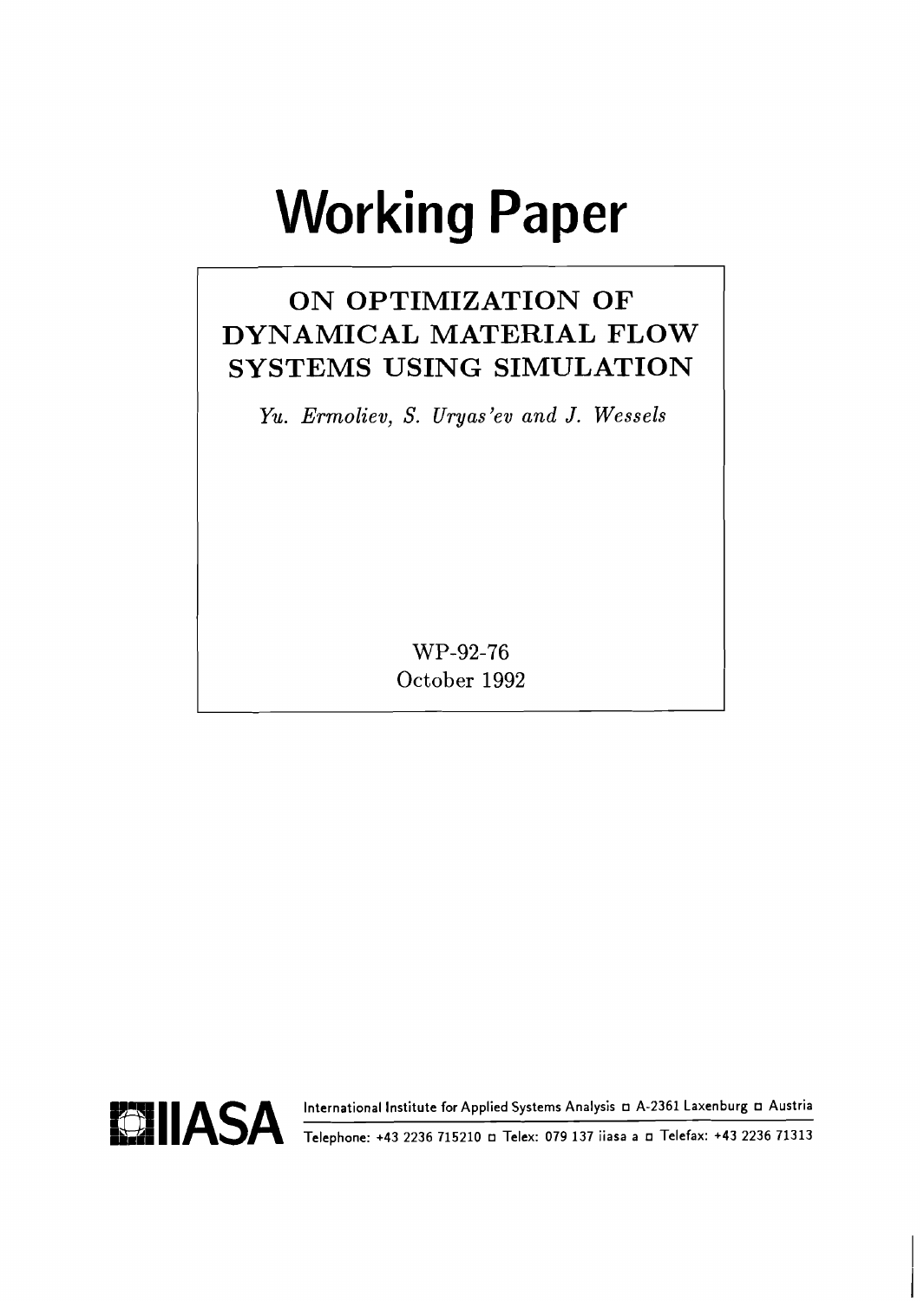# Working Paper

## ON OPTIMIZATION OF DYNAMICAL MATERIAL FLOW SYSTEMS USING SIMULATION

*Yu. Ermoliev, S. Uryas'ev and J. Wessels*

WP-92-76
October 1992

IIASA International Institute for Applied Systems Analysis □ A-2361 Laxenburg □ Austria
Telephone: +43 2236 715210 □ Telex: 079 137 iiasa a □ Telefax: +43 2236 71313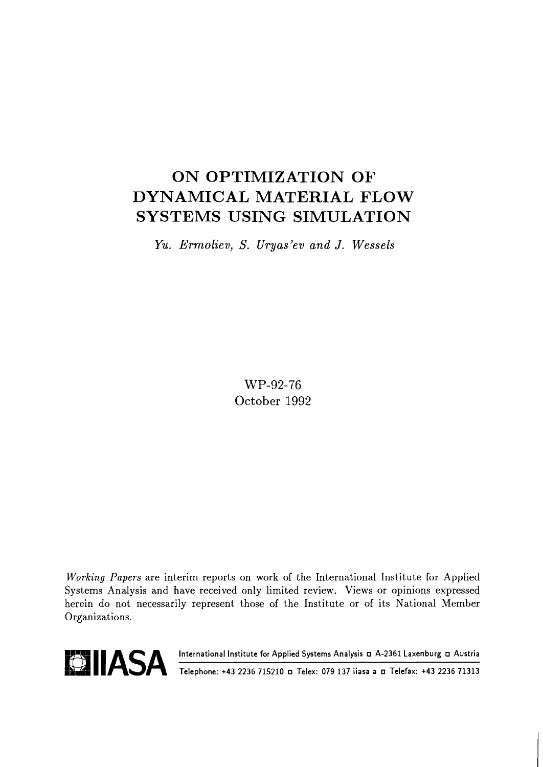# ON OPTIMIZATION OF DYNAMICAL MATERIAL FLOW SYSTEMS USING SIMULATION

*Yu. Ermoliev, S. Uryas'ev and J. Wessels*

WP-92-76
October 1992

*Working Papers* are interim reports on work of the International Institute for Applied Systems Analysis and have received only limited review. Views or opinions expressed herein do not necessarily represent those of the Institute or of its National Member Organizations.

IIASA International Institute for Applied Systems Analysis ◻ A-2361 Laxenburg ◻ Austria
Telephone: +43 2236 715210 ◻ Telex: 079 137 iiasa a ◻ Telefax: +43 2236 71313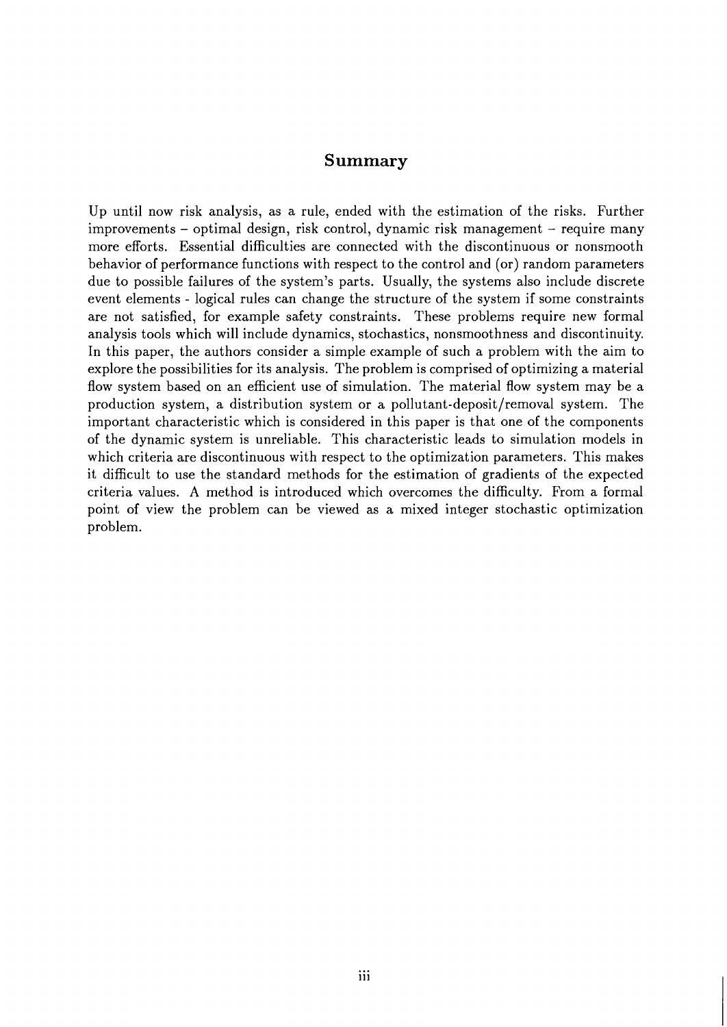## Summary

Up until now risk analysis, as a rule, ended with the estimation of the risks. Further improvements – optimal design, risk control, dynamic risk management – require many more efforts. Essential difficulties are connected with the discontinuous or nonsmooth behavior of performance functions with respect to the control and (or) random parameters due to possible failures of the system's parts. Usually, the systems also include discrete event elements - logical rules can change the structure of the system if some constraints are not satisfied, for example safety constraints. These problems require new formal analysis tools which will include dynamics, stochastics, nonsmoothness and discontinuity. In this paper, the authors consider a simple example of such a problem with the aim to explore the possibilities for its analysis. The problem is comprised of optimizing a material flow system based on an efficient use of simulation. The material flow system may be a production system, a distribution system or a pollutant-deposit/removal system. The important characteristic which is considered in this paper is that one of the components of the dynamic system is unreliable. This characteristic leads to simulation models in which criteria are discontinuous with respect to the optimization parameters. This makes it difficult to use the standard methods for the estimation of gradients of the expected criteria values. A method is introduced which overcomes the difficulty. From a formal point of view the problem can be viewed as a mixed integer stochastic optimization problem.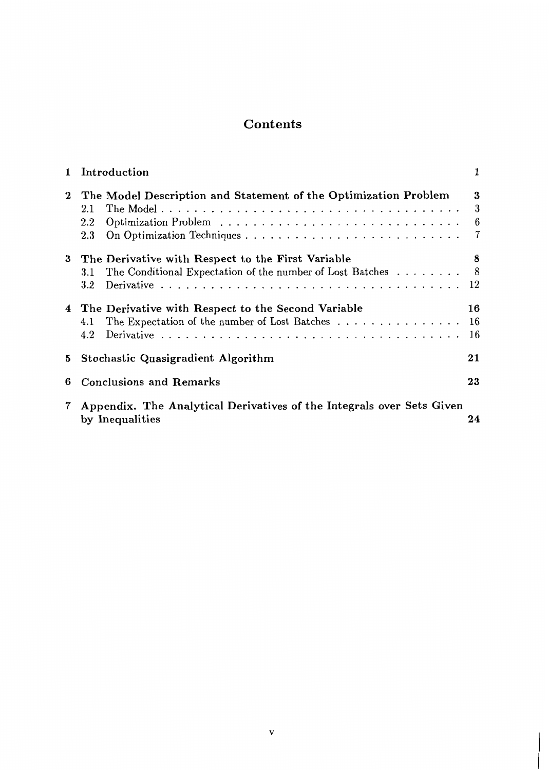# Contents

| | | |
|---|---|---|
| **1** | **Introduction** | **1** |
| **2** | **The Model Description and Statement of the Optimization Problem** | **3** |
| | 2.1 The Model | 3 |
| | 2.2 Optimization Problem | 6 |
| | 2.3 On Optimization Techniques | 7 |
| **3** | **The Derivative with Respect to the First Variable** | **8** |
| | 3.1 The Conditional Expectation of the number of Lost Batches | 8 |
| | 3.2 Derivative | 12 |
| **4** | **The Derivative with Respect to the Second Variable** | **16** |
| | 4.1 The Expectation of the number of Lost Batches | 16 |
| | 4.2 Derivative | 16 |
| **5** | **Stochastic Quasigradient Algorithm** | **21** |
| **6** | **Conclusions and Remarks** | **23** |
| **7** | **Appendix. The Analytical Derivatives of the Integrals over Sets Given by Inequalities** | **24** |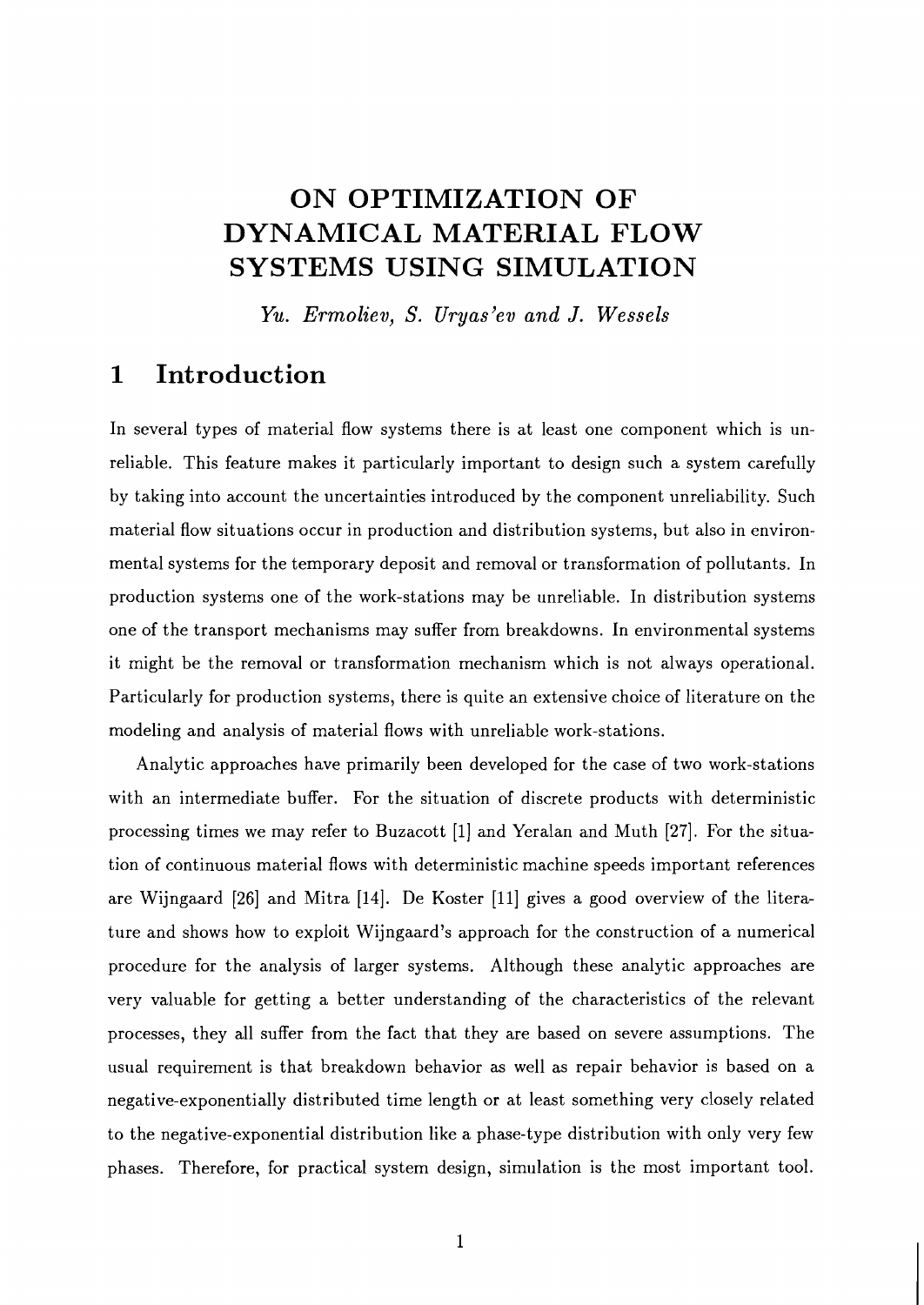# ON OPTIMIZATION OF DYNAMICAL MATERIAL FLOW SYSTEMS USING SIMULATION

*Yu. Ermoliev, S. Uryas'ev and J. Wessels*

## 1 Introduction

In several types of material flow systems there is at least one component which is unreliable. This feature makes it particularly important to design such a system carefully by taking into account the uncertainties introduced by the component unreliability. Such material flow situations occur in production and distribution systems, but also in environmental systems for the temporary deposit and removal or transformation of pollutants. In production systems one of the work-stations may be unreliable. In distribution systems one of the transport mechanisms may suffer from breakdowns. In environmental systems it might be the removal or transformation mechanism which is not always operational. Particularly for production systems, there is quite an extensive choice of literature on the modeling and analysis of material flows with unreliable work-stations.

Analytic approaches have primarily been developed for the case of two work-stations with an intermediate buffer. For the situation of discrete products with deterministic processing times we may refer to Buzacott [1] and Yeralan and Muth [27]. For the situation of continuous material flows with deterministic machine speeds important references are Wijngaard [26] and Mitra [14]. De Koster [11] gives a good overview of the literature and shows how to exploit Wijngaard's approach for the construction of a numerical procedure for the analysis of larger systems. Although these analytic approaches are very valuable for getting a better understanding of the characteristics of the relevant processes, they all suffer from the fact that they are based on severe assumptions. The usual requirement is that breakdown behavior as well as repair behavior is based on a negative-exponentially distributed time length or at least something very closely related to the negative-exponential distribution like a phase-type distribution with only very few phases. Therefore, for practical system design, simulation is the most important tool.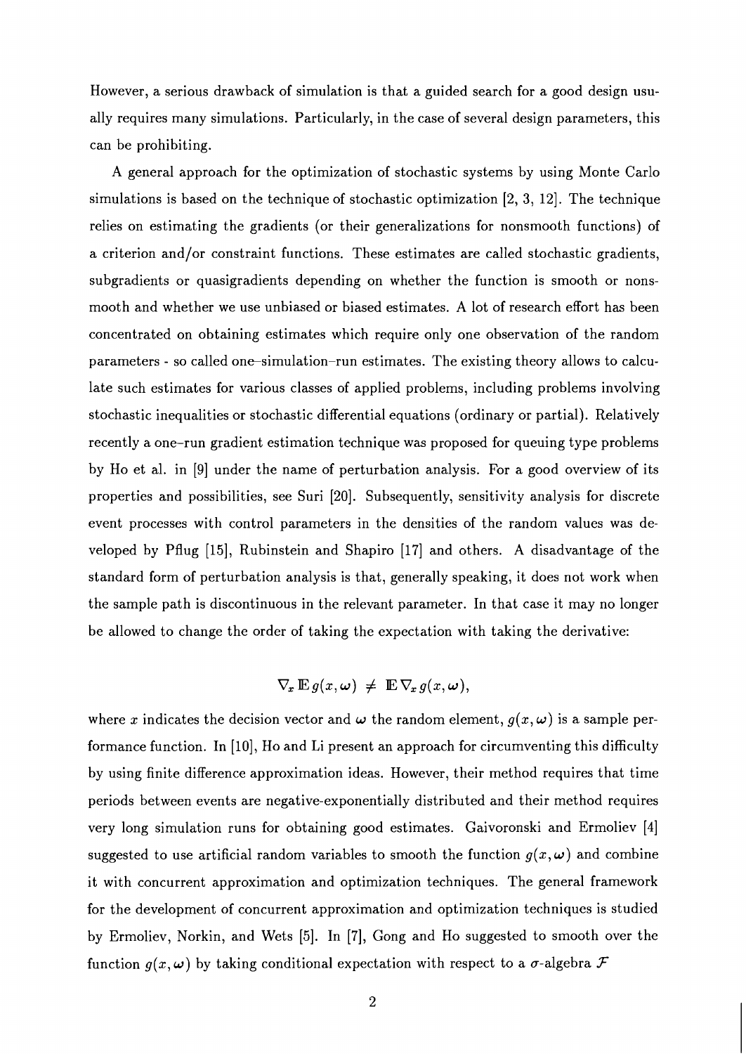However, a serious drawback of simulation is that a guided search for a good design usually requires many simulations. Particularly, in the case of several design parameters, this can be prohibiting.

A general approach for the optimization of stochastic systems by using Monte Carlo simulations is based on the technique of stochastic optimization [2, 3, 12]. The technique relies on estimating the gradients (or their generalizations for nonsmooth functions) of a criterion and/or constraint functions. These estimates are called stochastic gradients, subgradients or quasigradients depending on whether the function is smooth or nonsmooth and whether we use unbiased or biased estimates. A lot of research effort has been concentrated on obtaining estimates which require only one observation of the random parameters - so called one–simulation–run estimates. The existing theory allows to calculate such estimates for various classes of applied problems, including problems involving stochastic inequalities or stochastic differential equations (ordinary or partial). Relatively recently a one–run gradient estimation technique was proposed for queuing type problems by Ho et al. in [9] under the name of perturbation analysis. For a good overview of its properties and possibilities, see Suri [20]. Subsequently, sensitivity analysis for discrete event processes with control parameters in the densities of the random values was developed by Pflug [15], Rubinstein and Shapiro [17] and others. A disadvantage of the standard form of perturbation analysis is that, generally speaking, it does not work when the sample path is discontinuous in the relevant parameter. In that case it may no longer be allowed to change the order of taking the expectation with taking the derivative:

$$\nabla_x \mathbb{E}\, g(x, \omega) \neq \mathbb{E}\, \nabla_x g(x, \omega),$$

where $x$ indicates the decision vector and $\omega$ the random element, $g(x, \omega)$ is a sample performance function. In [10], Ho and Li present an approach for circumventing this difficulty by using finite difference approximation ideas. However, their method requires that time periods between events are negative-exponentially distributed and their method requires very long simulation runs for obtaining good estimates. Gaivoronski and Ermoliev [4] suggested to use artificial random variables to smooth the function $g(x, \omega)$ and combine it with concurrent approximation and optimization techniques. The general framework for the development of concurrent approximation and optimization techniques is studied by Ermoliev, Norkin, and Wets [5]. In [7], Gong and Ho suggested to smooth over the function $g(x, \omega)$ by taking conditional expectation with respect to a $\sigma$-algebra $\mathcal{F}$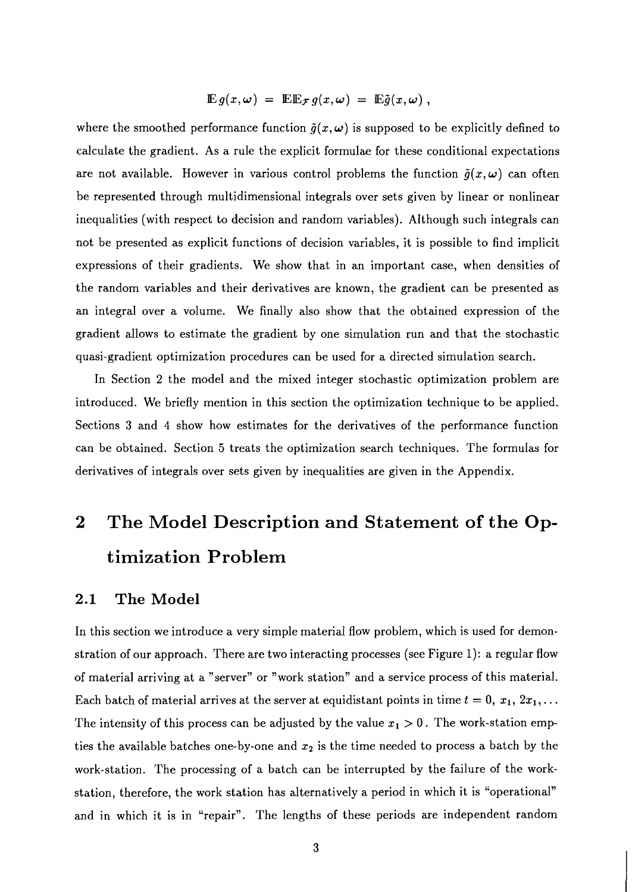$$\mathbb{E}\, g(x,\omega) \;=\; \mathbb{E}\mathbb{E}_{\mathcal{F}}\, g(x,\omega) \;=\; \mathbb{E}\tilde{g}(x,\omega)\;,$$

where the smoothed performance function $\tilde{g}(x,\omega)$ is supposed to be explicitly defined to calculate the gradient. As a rule the explicit formulae for these conditional expectations are not available. However in various control problems the function $\tilde{g}(x,\omega)$ can often be represented through multidimensional integrals over sets given by linear or nonlinear inequalities (with respect to decision and random variables). Although such integrals can not be presented as explicit functions of decision variables, it is possible to find implicit expressions of their gradients. We show that in an important case, when densities of the random variables and their derivatives are known, the gradient can be presented as an integral over a volume. We finally also show that the obtained expression of the gradient allows to estimate the gradient by one simulation run and that the stochastic quasi-gradient optimization procedures can be used for a directed simulation search.

In Section 2 the model and the mixed integer stochastic optimization problem are introduced. We briefly mention in this section the optimization technique to be applied. Sections 3 and 4 show how estimates for the derivatives of the performance function can be obtained. Section 5 treats the optimization search techniques. The formulas for derivatives of integrals over sets given by inequalities are given in the Appendix.

# 2 The Model Description and Statement of the Optimization Problem

## 2.1 The Model

In this section we introduce a very simple material flow problem, which is used for demonstration of our approach. There are two interacting processes (see Figure 1): a regular flow of material arriving at a "server" or "work station" and a service process of this material. Each batch of material arrives at the server at equidistant points in time $t = 0,\ x_1,\ 2x_1, \ldots$ The intensity of this process can be adjusted by the value $x_1 > 0$. The work-station empties the available batches one-by-one and $x_2$ is the time needed to process a batch by the work-station. The processing of a batch can be interrupted by the failure of the work-station, therefore, the work station has alternatively a period in which it is "operational" and in which it is in "repair". The lengths of these periods are independent random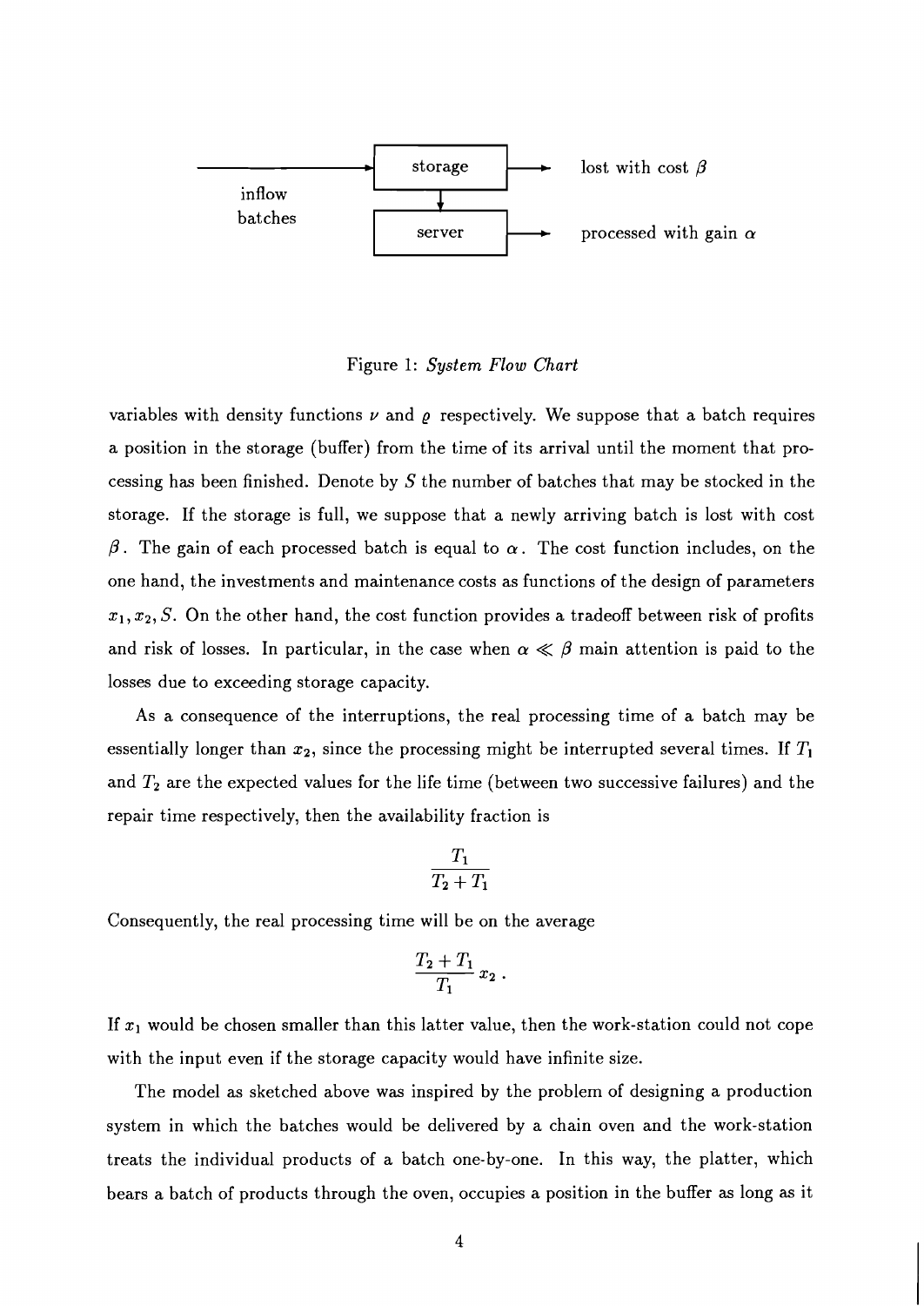storage

inflow batches

server

lost with cost $\beta$

processed with gain $\alpha$

Figure 1: *System Flow Chart*

variables with density functions $\nu$ and $\varrho$ respectively. We suppose that a batch requires a position in the storage (buffer) from the time of its arrival until the moment that processing has been finished. Denote by $S$ the number of batches that may be stocked in the storage. If the storage is full, we suppose that a newly arriving batch is lost with cost $\beta$. The gain of each processed batch is equal to $\alpha$. The cost function includes, on the one hand, the investments and maintenance costs as functions of the design of parameters $x_1, x_2, S$. On the other hand, the cost function provides a tradeoff between risk of profits and risk of losses. In particular, in the case when $\alpha \ll \beta$ main attention is paid to the losses due to exceeding storage capacity.

As a consequence of the interruptions, the real processing time of a batch may be essentially longer than $x_2$, since the processing might be interrupted several times. If $T_1$ and $T_2$ are the expected values for the life time (between two successive failures) and the repair time respectively, then the availability fraction is

$$\frac{T_1}{T_2 + T_1}$$

Consequently, the real processing time will be on the average

$$\frac{T_2 + T_1}{T_1} x_2 .$$

If $x_1$ would be chosen smaller than this latter value, then the work-station could not cope with the input even if the storage capacity would have infinite size.

The model as sketched above was inspired by the problem of designing a production system in which the batches would be delivered by a chain oven and the work-station treats the individual products of a batch one-by-one. In this way, the platter, which bears a batch of products through the oven, occupies a position in the buffer as long as it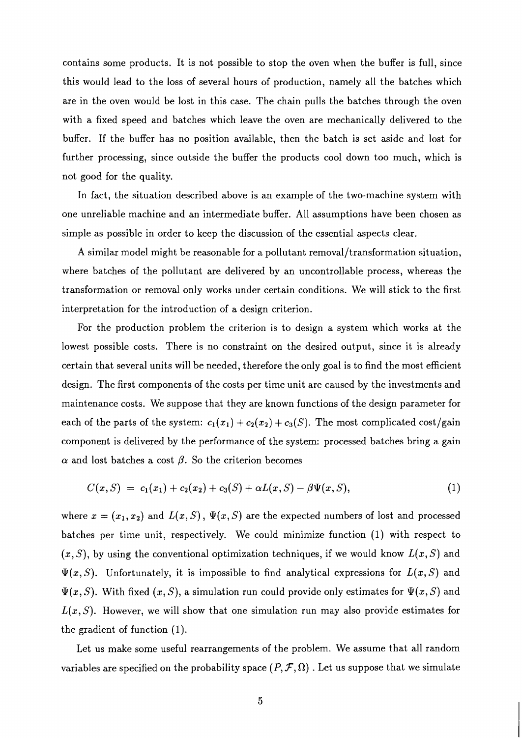contains some products. It is not possible to stop the oven when the buffer is full, since this would lead to the loss of several hours of production, namely all the batches which are in the oven would be lost in this case. The chain pulls the batches through the oven with a fixed speed and batches which leave the oven are mechanically delivered to the buffer. If the buffer has no position available, then the batch is set aside and lost for further processing, since outside the buffer the products cool down too much, which is not good for the quality.

In fact, the situation described above is an example of the two-machine system with one unreliable machine and an intermediate buffer. All assumptions have been chosen as simple as possible in order to keep the discussion of the essential aspects clear.

A similar model might be reasonable for a pollutant removal/transformation situation, where batches of the pollutant are delivered by an uncontrollable process, whereas the transformation or removal only works under certain conditions. We will stick to the first interpretation for the introduction of a design criterion.

For the production problem the criterion is to design a system which works at the lowest possible costs. There is no constraint on the desired output, since it is already certain that several units will be needed, therefore the only goal is to find the most efficient design. The first components of the costs per time unit are caused by the investments and maintenance costs. We suppose that they are known functions of the design parameter for each of the parts of the system: $c_1(x_1) + c_2(x_2) + c_3(S)$. The most complicated cost/gain component is delivered by the performance of the system: processed batches bring a gain $\alpha$ and lost batches a cost $\beta$. So the criterion becomes

$$C(x,S) \;=\; c_1(x_1) + c_2(x_2) + c_3(S) + \alpha L(x,S) - \beta \Psi(x,S), \tag{1}$$

where $x = (x_1, x_2)$ and $L(x,S)$, $\Psi(x,S)$ are the expected numbers of lost and processed batches per time unit, respectively. We could minimize function (1) with respect to $(x,S)$, by using the conventional optimization techniques, if we would know $L(x,S)$ and $\Psi(x,S)$. Unfortunately, it is impossible to find analytical expressions for $L(x,S)$ and $\Psi(x,S)$. With fixed $(x,S)$, a simulation run could provide only estimates for $\Psi(x,S)$ and $L(x,S)$. However, we will show that one simulation run may also provide estimates for the gradient of function (1).

Let us make some useful rearrangements of the problem. We assume that all random variables are specified on the probability space $(P, \mathcal{F}, \Omega)$ . Let us suppose that we simulate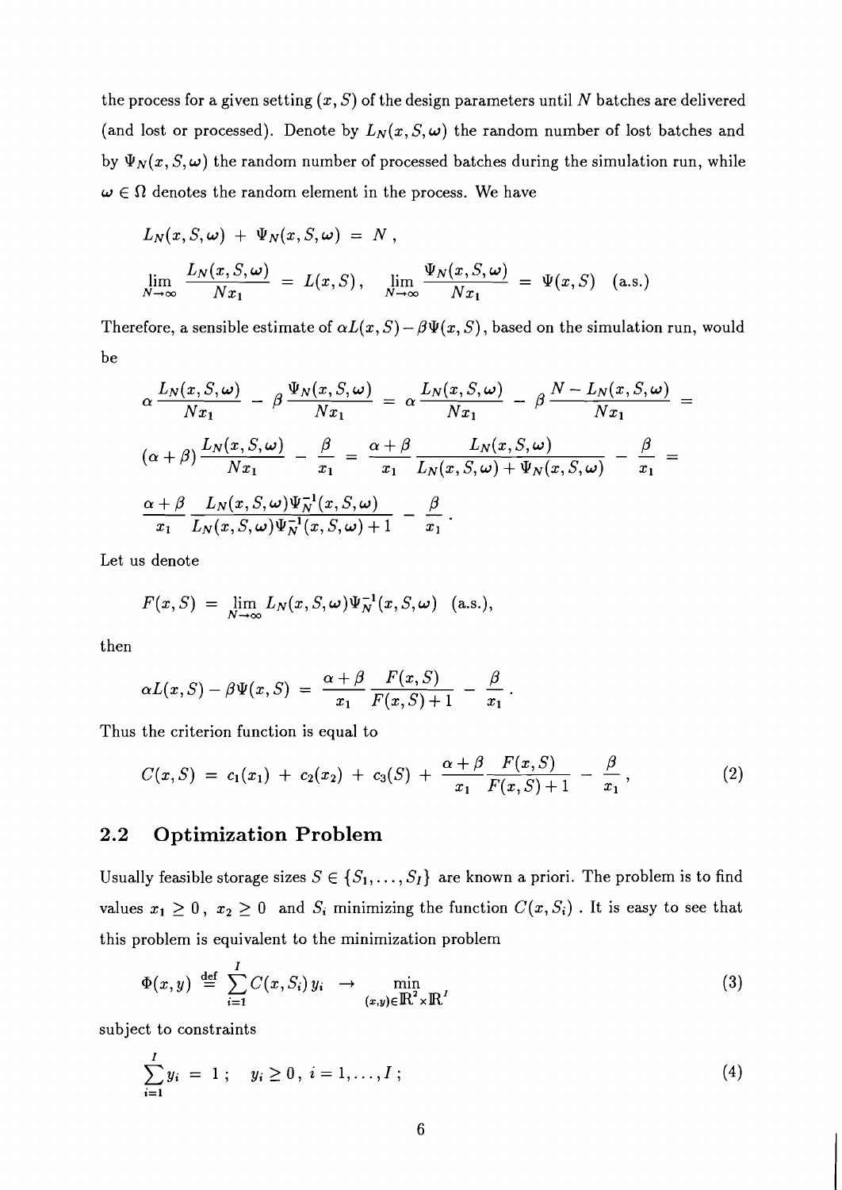the process for a given setting $(x, S)$ of the design parameters until $N$ batches are delivered (and lost or processed). Denote by $L_N(x, S, \omega)$ the random number of lost batches and by $\Psi_N(x, S, \omega)$ the random number of processed batches during the simulation run, while $\omega \in \Omega$ denotes the random element in the process. We have

$$L_N(x, S, \omega) \; + \; \Psi_N(x, S, \omega) \; = \; N \, ,$$

$$\lim_{N \to \infty} \frac{L_N(x, S, \omega)}{N x_1} \; = \; L(x, S) \, , \quad \lim_{N \to \infty} \frac{\Psi_N(x, S, \omega)}{N x_1} \; = \; \Psi(x, S) \quad \text{(a.s.)}$$

Therefore, a sensible estimate of $\alpha L(x, S) - \beta \Psi(x, S)$, based on the simulation run, would be

$$\alpha \frac{L_N(x, S, \omega)}{N x_1} \; - \; \beta \frac{\Psi_N(x, S, \omega)}{N x_1} \; = \; \alpha \frac{L_N(x, S, \omega)}{N x_1} \; - \; \beta \frac{N - L_N(x, S, \omega)}{N x_1} \; =$$

$$(\alpha + \beta) \frac{L_N(x, S, \omega)}{N x_1} \; - \; \frac{\beta}{x_1} \; = \; \frac{\alpha + \beta}{x_1} \frac{L_N(x, S, \omega)}{L_N(x, S, \omega) + \Psi_N(x, S, \omega)} \; - \; \frac{\beta}{x_1} \; =$$

$$\frac{\alpha + \beta}{x_1} \frac{L_N(x, S, \omega) \Psi_N^{-1}(x, S, \omega)}{L_N(x, S, \omega) \Psi_N^{-1}(x, S, \omega) + 1} \; - \; \frac{\beta}{x_1} \, .$$

Let us denote

$$F(x, S) \; = \; \lim_{N \to \infty} L_N(x, S, \omega) \Psi_N^{-1}(x, S, \omega) \quad \text{(a.s.)},$$

then

$$\alpha L(x, S) - \beta \Psi(x, S) \; = \; \frac{\alpha + \beta}{x_1} \frac{F(x, S)}{F(x, S) + 1} \; - \; \frac{\beta}{x_1} \, .$$

Thus the criterion function is equal to

$$C(x, S) \; = \; c_1(x_1) \; + \; c_2(x_2) \; + \; c_3(S) \; + \; \frac{\alpha + \beta}{x_1} \frac{F(x, S)}{F(x, S) + 1} \; - \; \frac{\beta}{x_1} \, , \tag{2}$$

## 2.2 Optimization Problem

Usually feasible storage sizes $S \in \{S_1, \ldots, S_I\}$ are known a priori. The problem is to find values $x_1 \geq 0$, $x_2 \geq 0$ and $S_i$ minimizing the function $C(x, S_i)$. It is easy to see that this problem is equivalent to the minimization problem

$$\Phi(x, y) \; \stackrel{\text{def}}{=} \; \sum_{i=1}^{I} C(x, S_i) \, y_i \; \to \; \min_{(x,y) \in \mathbb{R}^2 \times \mathbb{R}^I} \tag{3}$$

subject to constraints

$$\sum_{i=1}^{I} y_i \; = \; 1 \, ; \quad y_i \geq 0 \, , \; i = 1, \ldots, I \, ; \tag{4}$$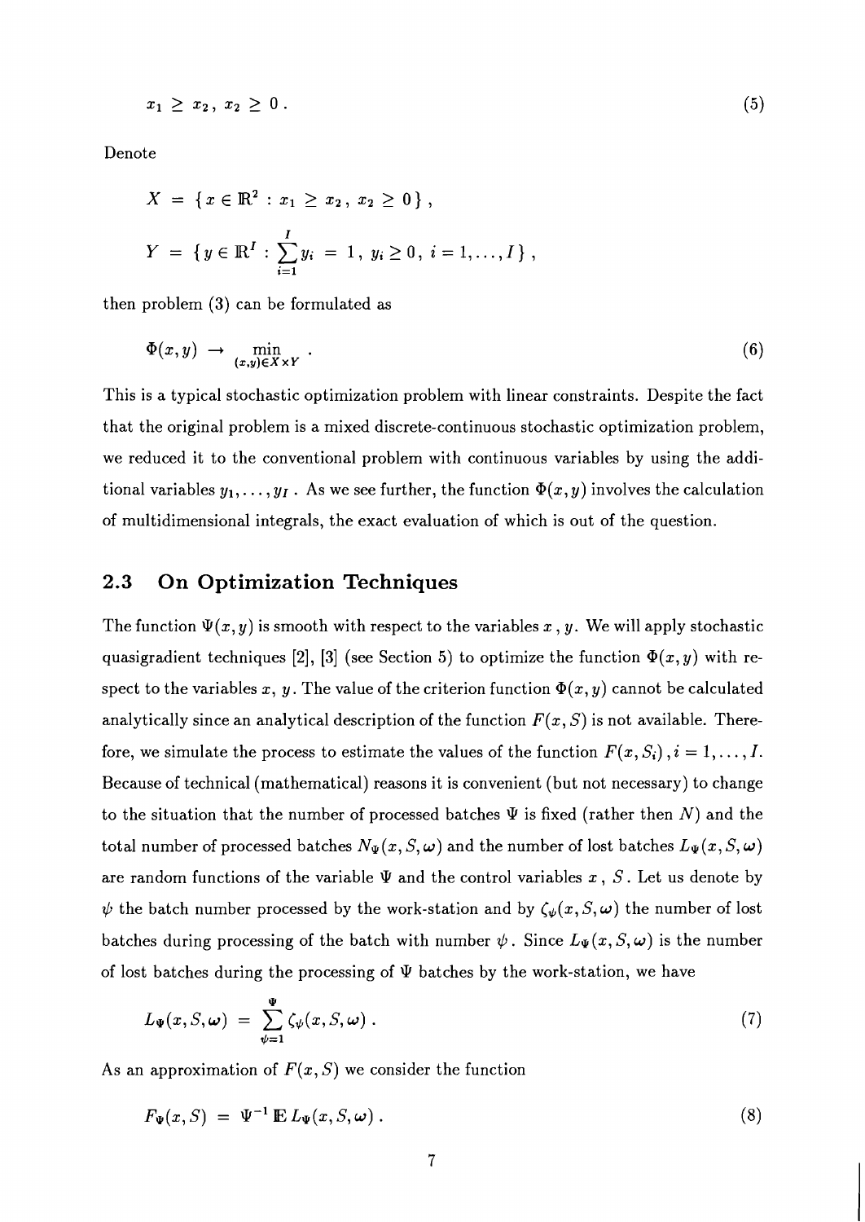$$x_1 \geq x_2 \, , \; x_2 \geq 0 \, . \tag{5}$$

Denote

$$X = \{ x \in \mathbb{R}^2 : x_1 \geq x_2 \, , \; x_2 \geq 0 \} \, ,$$

$$Y = \{ y \in \mathbb{R}^I : \sum_{i=1}^{I} y_i = 1 \, , \; y_i \geq 0 \, , \; i = 1, \ldots, I \} \, ,$$

then problem (3) can be formulated as

$$\Phi(x, y) \rightarrow \min_{(x,y) \in X \times Y} \, . \tag{6}$$

This is a typical stochastic optimization problem with linear constraints. Despite the fact that the original problem is a mixed discrete-continuous stochastic optimization problem, we reduced it to the conventional problem with continuous variables by using the additional variables $y_1, \ldots, y_I$. As we see further, the function $\Phi(x, y)$ involves the calculation of multidimensional integrals, the exact evaluation of which is out of the question.

## 2.3 On Optimization Techniques

The function $\Psi(x, y)$ is smooth with respect to the variables $x$, $y$. We will apply stochastic quasigradient techniques [2], [3] (see Section 5) to optimize the function $\Phi(x, y)$ with respect to the variables $x$, $y$. The value of the criterion function $\Phi(x, y)$ cannot be calculated analytically since an analytical description of the function $F(x, S)$ is not available. Therefore, we simulate the process to estimate the values of the function $F(x, S_i), i = 1, \ldots, I$. Because of technical (mathematical) reasons it is convenient (but not necessary) to change to the situation that the number of processed batches $\Psi$ is fixed (rather then $N$) and the total number of processed batches $N_\Psi(x, S, \omega)$ and the number of lost batches $L_\Psi(x, S, \omega)$ are random functions of the variable $\Psi$ and the control variables $x$, $S$. Let us denote by $\psi$ the batch number processed by the work-station and by $\zeta_\psi(x, S, \omega)$ the number of lost batches during processing of the batch with number $\psi$. Since $L_\Psi(x, S, \omega)$ is the number of lost batches during the processing of $\Psi$ batches by the work-station, we have

$$L_\Psi(x, S, \omega) = \sum_{\psi=1}^{\Psi} \zeta_\psi(x, S, \omega) \, . \tag{7}$$

As an approximation of $F(x, S)$ we consider the function

$$F_\Psi(x, S) = \Psi^{-1} \, \mathbb{E} \, L_\Psi(x, S, \omega) \, . \tag{8}$$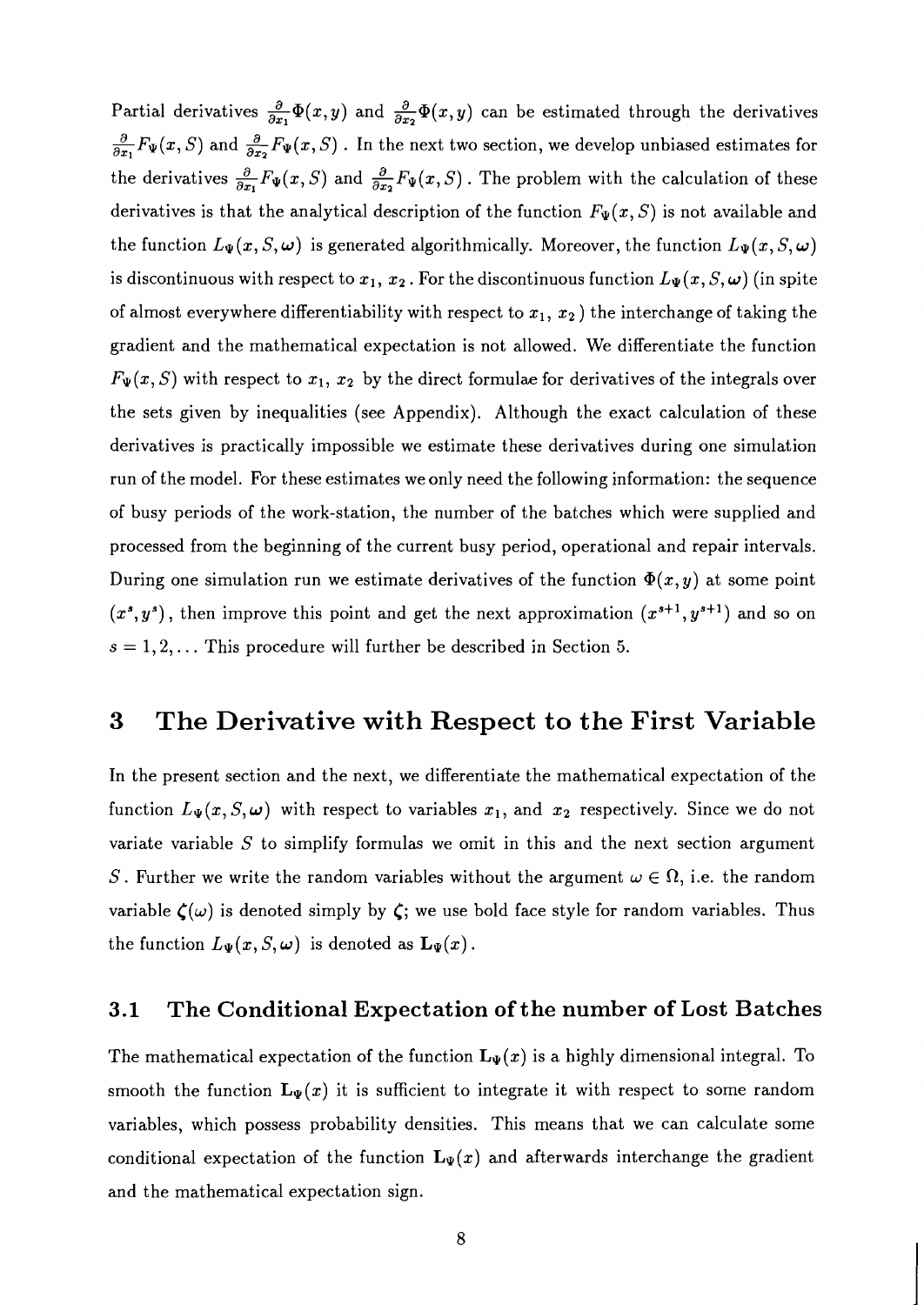Partial derivatives $\frac{\partial}{\partial x_1}\Phi(x,y)$ and $\frac{\partial}{\partial x_2}\Phi(x,y)$ can be estimated through the derivatives $\frac{\partial}{\partial x_1}F_\Psi(x,S)$ and $\frac{\partial}{\partial x_2}F_\Psi(x,S)$ . In the next two section, we develop unbiased estimates for the derivatives $\frac{\partial}{\partial x_1}F_\Psi(x,S)$ and $\frac{\partial}{\partial x_2}F_\Psi(x,S)$ . The problem with the calculation of these derivatives is that the analytical description of the function $F_\Psi(x,S)$ is not available and the function $L_\Psi(x,S,\boldsymbol{\omega})$ is generated algorithmically. Moreover, the function $L_\Psi(x,S,\boldsymbol{\omega})$ is discontinuous with respect to $x_1$, $x_2$. For the discontinuous function $L_\Psi(x,S,\boldsymbol{\omega})$ (in spite of almost everywhere differentiability with respect to $x_1$, $x_2$) the interchange of taking the gradient and the mathematical expectation is not allowed. We differentiate the function $F_\Psi(x,S)$ with respect to $x_1$, $x_2$ by the direct formulae for derivatives of the integrals over the sets given by inequalities (see Appendix). Although the exact calculation of these derivatives is practically impossible we estimate these derivatives during one simulation run of the model. For these estimates we only need the following information: the sequence of busy periods of the work-station, the number of the batches which were supplied and processed from the beginning of the current busy period, operational and repair intervals. During one simulation run we estimate derivatives of the function $\Phi(x,y)$ at some point $(x^s,y^s)$, then improve this point and get the next approximation $(x^{s+1},y^{s+1})$ and so on $s=1,2,\dots$ This procedure will further be described in Section 5.

# 3 The Derivative with Respect to the First Variable

In the present section and the next, we differentiate the mathematical expectation of the function $L_\Psi(x,S,\boldsymbol{\omega})$ with respect to variables $x_1$, and $x_2$ respectively. Since we do not variate variable $S$ to simplify formulas we omit in this and the next section argument $S$. Further we write the random variables without the argument $\omega \in \Omega$, i.e. the random variable $\zeta(\omega)$ is denoted simply by $\boldsymbol{\zeta}$; we use bold face style for random variables. Thus the function $L_\Psi(x,S,\boldsymbol{\omega})$ is denoted as $\mathbf{L}_\Psi(x)$.

## 3.1 The Conditional Expectation of the number of Lost Batches

The mathematical expectation of the function $\mathbf{L}_\Psi(x)$ is a highly dimensional integral. To smooth the function $\mathbf{L}_\Psi(x)$ it is sufficient to integrate it with respect to some random variables, which possess probability densities. This means that we can calculate some conditional expectation of the function $\mathbf{L}_\Psi(x)$ and afterwards interchange the gradient and the mathematical expectation sign.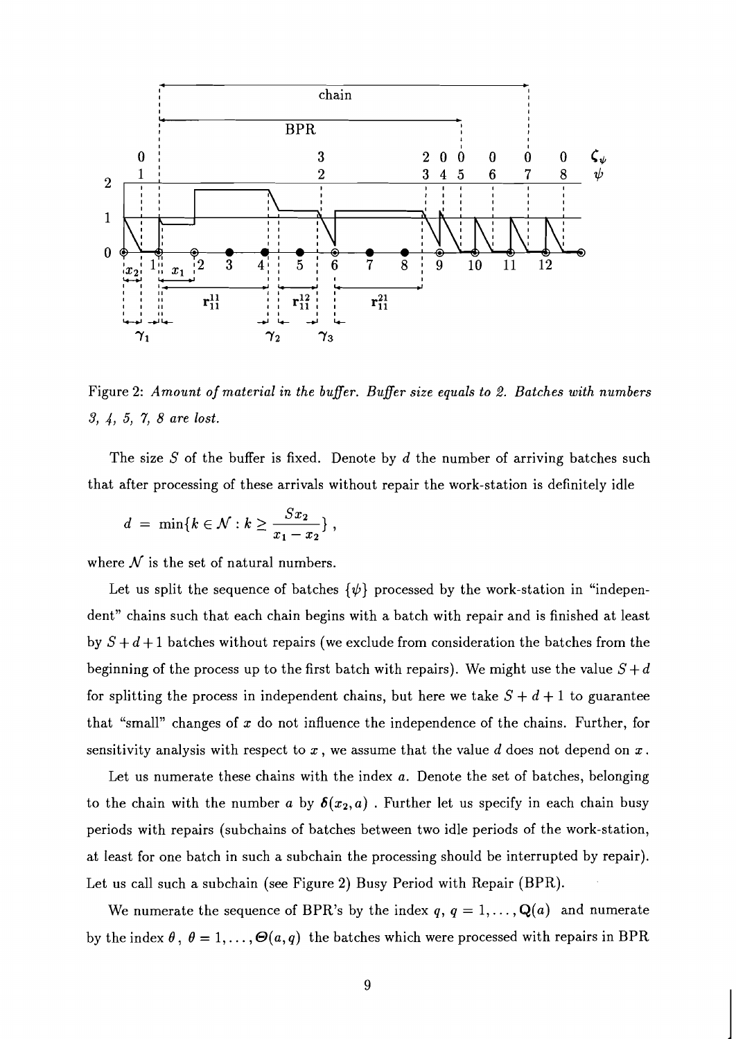Figure 2: *Amount of material in the buffer. Buffer size equals to 2. Batches with numbers 3, 4, 5, 7, 8 are lost.*

The size $S$ of the buffer is fixed. Denote by $d$ the number of arriving batches such that after processing of these arrivals without repair the work-station is definitely idle

$$d \;=\; \min\{k \in \mathcal{N} : k \geq \frac{S x_2}{x_1 - x_2}\}\,,$$

where $\mathcal{N}$ is the set of natural numbers.

Let us split the sequence of batches $\{\psi\}$ processed by the work-station in "independent" chains such that each chain begins with a batch with repair and is finished at least by $S+d+1$ batches without repairs (we exclude from consideration the batches from the beginning of the process up to the first batch with repairs). We might use the value $S+d$ for splitting the process in independent chains, but here we take $S+d+1$ to guarantee that "small" changes of $x$ do not influence the independence of the chains. Further, for sensitivity analysis with respect to $x$, we assume that the value $d$ does not depend on $x$.

Let us numerate these chains with the index $a$. Denote the set of batches, belonging to the chain with the number $a$ by $\boldsymbol{\delta}(x_2, a)$. Further let us specify in each chain busy periods with repairs (subchains of batches between two idle periods of the work-station, at least for one batch in such a subchain the processing should be interrupted by repair). Let us call such a subchain (see Figure 2) Busy Period with Repair (BPR).

We numerate the sequence of BPR's by the index $q$, $q = 1, \ldots, \mathbf{Q}(a)$ and numerate by the index $\theta$, $\theta = 1, \ldots, \boldsymbol{\Theta}(a, q)$ the batches which were processed with repairs in BPR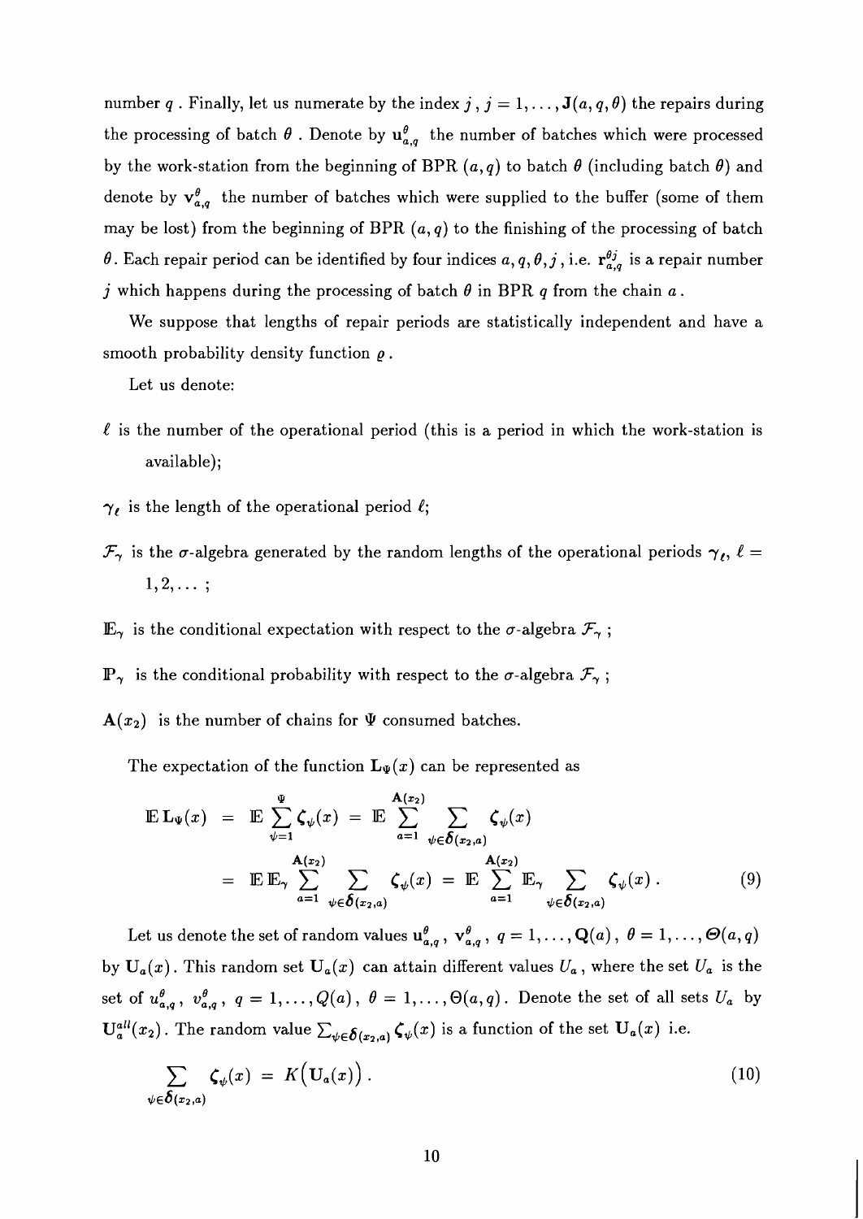number $q$ . Finally, let us numerate by the index $j$ , $j = 1, \ldots, \mathbf{J}(a, q, \theta)$ the repairs during the processing of batch $\theta$ . Denote by $\mathbf{u}_{a,q}^{\theta}$ the number of batches which were processed by the work-station from the beginning of BPR $(a, q)$ to batch $\theta$ (including batch $\theta$) and denote by $\mathbf{v}_{a,q}^{\theta}$ the number of batches which were supplied to the buffer (some of them may be lost) from the beginning of BPR $(a, q)$ to the finishing of the processing of batch $\theta$. Each repair period can be identified by four indices $a, q, \theta, j$ , i.e. $\mathbf{r}_{a,q}^{\theta j}$ is a repair number $j$ which happens during the processing of batch $\theta$ in BPR $q$ from the chain $a$ .

We suppose that lengths of repair periods are statistically independent and have a smooth probability density function $\varrho$ .

Let us denote:

$\ell$ is the number of the operational period (this is a period in which the work-station is available);

$\gamma_\ell$ is the length of the operational period $\ell$;

$\mathcal{F}_\gamma$ is the $\sigma$-algebra generated by the random lengths of the operational periods $\gamma_\ell$, $\ell = 1, 2, \ldots$ ;

$\mathbb{E}_\gamma$ is the conditional expectation with respect to the $\sigma$-algebra $\mathcal{F}_\gamma$ ;

$\mathbb{P}_\gamma$ is the conditional probability with respect to the $\sigma$-algebra $\mathcal{F}_\gamma$ ;

$\mathbf{A}(x_2)$ is the number of chains for $\Psi$ consumed batches.

The expectation of the function $\mathbf{L}_\Psi(x)$ can be represented as

$$
\begin{aligned}
\mathbb{E}\,\mathbf{L}_\Psi(x) &= \mathbb{E} \sum_{\psi=1}^{\Psi} \boldsymbol{\zeta}_\psi(x) = \mathbb{E} \sum_{a=1}^{\mathbf{A}(x_2)} \sum_{\psi \in \boldsymbol{\delta}(x_2, a)} \boldsymbol{\zeta}_\psi(x) \\
&= \mathbb{E}\,\mathbb{E}_\gamma \sum_{a=1}^{\mathbf{A}(x_2)} \sum_{\psi \in \boldsymbol{\delta}(x_2, a)} \boldsymbol{\zeta}_\psi(x) = \mathbb{E} \sum_{a=1}^{\mathbf{A}(x_2)} \mathbb{E}_\gamma \sum_{\psi \in \boldsymbol{\delta}(x_2, a)} \boldsymbol{\zeta}_\psi(x) \, . \qquad (9)
\end{aligned}
$$

Let us denote the set of random values $\mathbf{u}_{a,q}^{\theta}$ , $\mathbf{v}_{a,q}^{\theta}$ , $q = 1, \ldots, \mathbf{Q}(a)$ , $\theta = 1, \ldots, \boldsymbol{\Theta}(a, q)$ by $\mathbf{U}_a(x)$ . This random set $\mathbf{U}_a(x)$ can attain different values $U_a$ , where the set $U_a$ is the set of $u_{a,q}^{\theta}$ , $v_{a,q}^{\theta}$ , $q = 1, \ldots, Q(a)$ , $\theta = 1, \ldots, \Theta(a, q)$ . Denote the set of all sets $U_a$ by $\mathbf{U}_a^{all}(x_2)$ . The random value $\sum_{\psi \in \boldsymbol{\delta}(x_2, a)} \boldsymbol{\zeta}_\psi(x)$ is a function of the set $\mathbf{U}_a(x)$ i.e.

$$
\sum_{\psi \in \boldsymbol{\delta}(x_2, a)} \boldsymbol{\zeta}_\psi(x) = K\big(\mathbf{U}_a(x)\big) \, . \qquad (10)
$$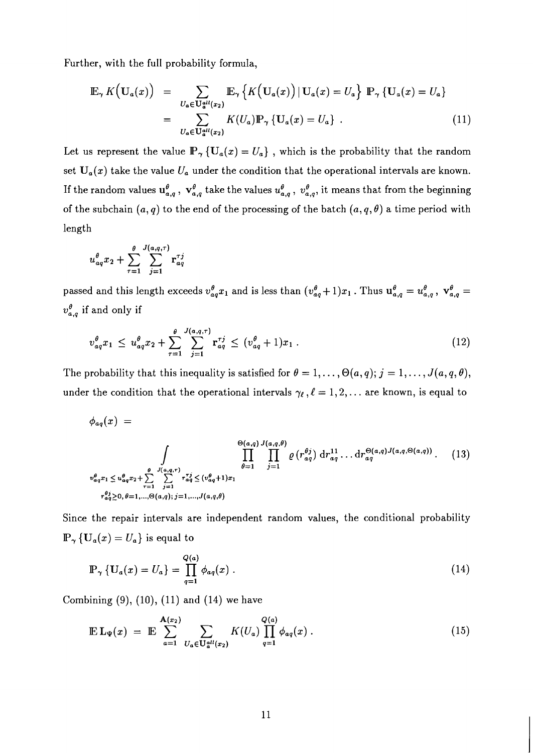Further, with the full probability formula,

$$
\begin{aligned}
\mathbb{E}_\gamma K\big(\mathbf{U}_a(x)\big) &= \sum_{U_a \in \mathbf{U}_a^{all}(x_2)} \mathbb{E}_\gamma \left\{ K\big(\mathbf{U}_a(x)\big) \,|\, \mathbf{U}_a(x) = U_a \right\} \, \mathbb{P}_\gamma \left\{ \mathbf{U}_a(x) = U_a \right\} \\
&= \sum_{U_a \in \mathbf{U}_a^{all}(x_2)} K(U_a) \mathbb{P}_\gamma \left\{ \mathbf{U}_a(x) = U_a \right\} . \qquad (11)
\end{aligned}
$$

Let us represent the value $\mathbb{P}_\gamma \left\{ \mathbf{U}_a(x) = U_a \right\}$ , which is the probability that the random set $\mathbf{U}_a(x)$ take the value $U_a$ under the condition that the operational intervals are known. If the random values $\mathbf{u}_{a,q}^\theta$ , $\mathbf{v}_{a,q}^\theta$ take the values $u_{a,q}^\theta$ , $v_{a,q}^\theta$, it means that from the beginning of the subchain $(a,q)$ to the end of the processing of the batch $(a,q,\theta)$ a time period with length

$$
u_{aq}^\theta x_2 + \sum_{\tau=1}^{\theta} \sum_{j=1}^{J(a,q,\tau)} \mathbf{r}_{aq}^{\tau j}
$$

passed and this length exceeds $v_{aq}^\theta x_1$ and is less than $(v_{aq}^\theta + 1)x_1$ . Thus $\mathbf{u}_{a,q}^\theta = u_{a,q}^\theta$ , $\mathbf{v}_{a,q}^\theta = v_{a,q}^\theta$ if and only if

$$
v_{aq}^\theta x_1 \;\leq\; u_{aq}^\theta x_2 + \sum_{\tau=1}^{\theta} \sum_{j=1}^{J(a,q,\tau)} \mathbf{r}_{aq}^{\tau j} \;\leq\; (v_{aq}^\theta + 1)x_1 \, . \qquad (12)
$$

The probability that this inequality is satisfied for $\theta = 1, \ldots, \Theta(a,q); j = 1, \ldots, J(a,q,\theta)$, under the condition that the operational intervals $\gamma_\ell, \ell = 1, 2, \ldots$ are known, is equal to

$$
\phi_{aq}(x) = \int\limits_{\substack{v_{aq}^\theta x_1 \leq u_{aq}^\theta x_2 + \sum_{\tau=1}^{\theta} \sum_{j=1}^{J(a,q,\tau)} r_{aq}^{\tau j} \leq (v_{aq}^\theta + 1)x_1 \\ r_{aq}^{\theta j} \geq 0,\, \theta = 1,\ldots,\Theta(a,q);\, j=1,\ldots,J(a,q,\theta)}} \prod_{\theta=1}^{\Theta(a,q)} \prod_{j=1}^{J(a,q,\theta)} \varrho\left(r_{aq}^{\theta j}\right) \mathrm{d}r_{aq}^{11} \ldots \mathrm{d}r_{aq}^{\Theta(a,q) J(a,q,\Theta(a,q))} . \qquad (13)
$$

Since the repair intervals are independent random values, the conditional probability $\mathbb{P}_\gamma \left\{ \mathbf{U}_a(x) = U_a \right\}$ is equal to

$$
\mathbb{P}_\gamma \left\{ \mathbf{U}_a(x) = U_a \right\} = \prod_{q=1}^{Q(a)} \phi_{aq}(x) \, . \qquad (14)
$$

Combining (9), (10), (11) and (14) we have

$$
\mathbb{E}\, \mathbf{L}_\Psi(x) \;=\; \mathbb{E} \sum_{a=1}^{\mathbf{A}(x_2)} \sum_{U_a \in \mathbf{U}_a^{all}(x_2)} K(U_a) \prod_{q=1}^{Q(a)} \phi_{aq}(x) \, . \qquad (15)
$$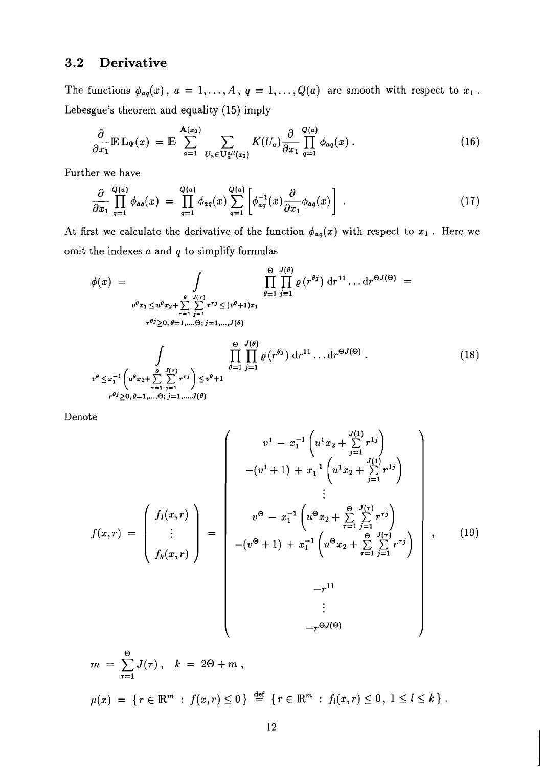## 3.2 Derivative

The functions $\phi_{aq}(x)$, $a = 1, \ldots, A$, $q = 1, \ldots, Q(a)$ are smooth with respect to $x_1$. Lebesgue's theorem and equality (15) imply

$$
\frac{\partial}{\partial x_1} \mathbb{E}\, \mathbf{L}_\Psi(x) = \mathbb{E} \sum_{a=1}^{\mathbf{A}(x_2)} \sum_{U_a \in \mathbf{U}_a^{all}(x_2)} K(U_a) \frac{\partial}{\partial x_1} \prod_{q=1}^{Q(a)} \phi_{aq}(x) \, . \tag{16}
$$

Further we have

$$
\frac{\partial}{\partial x_1} \prod_{q=1}^{Q(a)} \phi_{aq}(x) = \prod_{q=1}^{Q(a)} \phi_{aq}(x) \sum_{q=1}^{Q(a)} \left[ \phi_{aq}^{-1}(x) \frac{\partial}{\partial x_1} \phi_{aq}(x) \right] . \tag{17}
$$

At first we calculate the derivative of the function $\phi_{aq}(x)$ with respect to $x_1$. Here we omit the indexes $a$ and $q$ to simplify formulas

$$
\phi(x) = \int\limits_{\substack{v^\theta x_1 \le u^\theta x_2 + \sum_{\tau=1}^{\theta} \sum_{j=1}^{J(\tau)} r^{\tau j} \le (v^\theta + 1) x_1 \\ r^{\theta j} \ge 0,\, \theta = 1,\ldots,\Theta;\, j = 1,\ldots,J(\theta)}} \prod_{\theta=1}^{\Theta} \prod_{j=1}^{J(\theta)} \varrho(r^{\theta j})\, \mathrm{d}r^{11} \ldots \mathrm{d}r^{\Theta J(\Theta)} =
$$

$$
\int\limits_{\substack{v^\theta \le x_1^{-1} \left( u^\theta x_2 + \sum_{\tau=1}^{\theta} \sum_{j=1}^{J(\tau)} r^{\tau j} \right) \le v^\theta + 1 \\ r^{\theta j} \ge 0,\, \theta = 1,\ldots,\Theta;\, j = 1,\ldots,J(\theta)}} \prod_{\theta=1}^{\Theta} \prod_{j=1}^{J(\theta)} \varrho(r^{\theta j})\, \mathrm{d}r^{11} \ldots \mathrm{d}r^{\Theta J(\Theta)} \, . \tag{18}
$$

Denote

$$
f(x,r) = \begin{pmatrix} f_1(x,r) \\ \vdots \\ f_k(x,r) \end{pmatrix} = \begin{pmatrix} v^1 - x_1^{-1} \left( u^1 x_2 + \sum_{j=1}^{J(1)} r^{1j} \right) \\ -(v^1 + 1) + x_1^{-1} \left( u^1 x_2 + \sum_{j=1}^{J(1)} r^{1j} \right) \\ \vdots \\ v^\Theta - x_1^{-1} \left( u^\Theta x_2 + \sum_{\tau=1}^{\Theta} \sum_{j=1}^{J(\tau)} r^{\tau j} \right) \\ -(v^\Theta + 1) + x_1^{-1} \left( u^\Theta x_2 + \sum_{\tau=1}^{\Theta} \sum_{j=1}^{J(\tau)} r^{\tau j} \right) \\ \\ -r^{11} \\ \vdots \\ -r^{\Theta J(\Theta)} \end{pmatrix} , \tag{19}
$$

$$
m = \sum_{\tau=1}^{\Theta} J(\tau) \, , \quad k = 2\Theta + m \, ,
$$

$$
\mu(x) = \{ r \in \mathbb{R}^m \, : \, f(x,r) \le 0 \} \stackrel{\mathrm{def}}{=} \{ r \in \mathbb{R}^m \, : \, f_l(x,r) \le 0 \, , \; 1 \le l \le k \} \, .
$$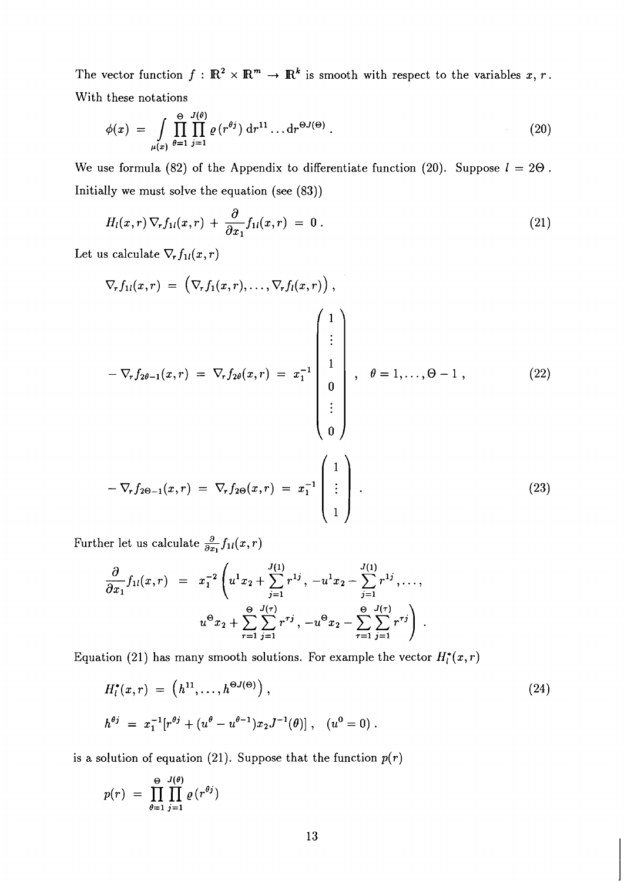The vector function $f : \mathbb{R}^2 \times \mathbb{R}^m \to \mathbb{R}^k$ is smooth with respect to the variables $x$, $r$. With these notations

$$\phi(x) = \int\limits_{\mu(x)} \prod_{\theta=1}^{\Theta} \prod_{j=1}^{J(\theta)} \varrho(r^{\theta j})\, \mathrm{d}r^{11} \ldots \mathrm{d}r^{\Theta J(\Theta)} . \tag{20}$$

We use formula (82) of the Appendix to differentiate function (20). Suppose $l = 2\Theta$. Initially we must solve the equation (see (83))

$$H_l(x,r)\, \nabla_r f_{1l}(x,r) + \frac{\partial}{\partial x_1} f_{1l}(x,r) = 0 . \tag{21}$$

Let us calculate $\nabla_r f_{1l}(x,r)$

$$\nabla_r f_{1l}(x,r) = \big(\nabla_r f_1(x,r), \ldots, \nabla_r f_l(x,r)\big) ,$$

$$-\nabla_r f_{2\theta-1}(x,r) = \nabla_r f_{2\theta}(x,r) = x_1^{-1} \begin{pmatrix} 1 \\ \vdots \\ 1 \\ 0 \\ \vdots \\ 0 \end{pmatrix} , \quad \theta = 1, \ldots, \Theta - 1 , \tag{22}$$

$$-\nabla_r f_{2\Theta-1}(x,r) = \nabla_r f_{2\Theta}(x,r) = x_1^{-1} \begin{pmatrix} 1 \\ \vdots \\ 1 \end{pmatrix} . \tag{23}$$

Further let us calculate $\frac{\partial}{\partial x_1} f_{1l}(x,r)$

$$\begin{aligned} \frac{\partial}{\partial x_1} f_{1l}(x,r) = \; & x_1^{-2} \Bigg( u^1 x_2 + \sum_{j=1}^{J(1)} r^{1j} ,\; -u^1 x_2 - \sum_{j=1}^{J(1)} r^{1j} , \ldots , \\ & u^{\Theta} x_2 + \sum_{\tau=1}^{\Theta} \sum_{j=1}^{J(\tau)} r^{\tau j} ,\; -u^{\Theta} x_2 - \sum_{\tau=1}^{\Theta} \sum_{j=1}^{J(\tau)} r^{\tau j} \Bigg) . \end{aligned}$$

Equation (21) has many smooth solutions. For example the vector $H_l^*(x,r)$

$$H_l^*(x,r) = \left(h^{11}, \ldots, h^{\Theta J(\Theta)}\right) , \tag{24}$$

$$h^{\theta j} = x_1^{-1} [r^{\theta j} + (u^{\theta} - u^{\theta-1}) x_2 J^{-1}(\theta)] , \quad (u^0 = 0) .$$

is a solution of equation (21). Suppose that the function $p(r)$

$$p(r) = \prod_{\theta=1}^{\Theta} \prod_{j=1}^{J(\theta)} \varrho(r^{\theta j})$$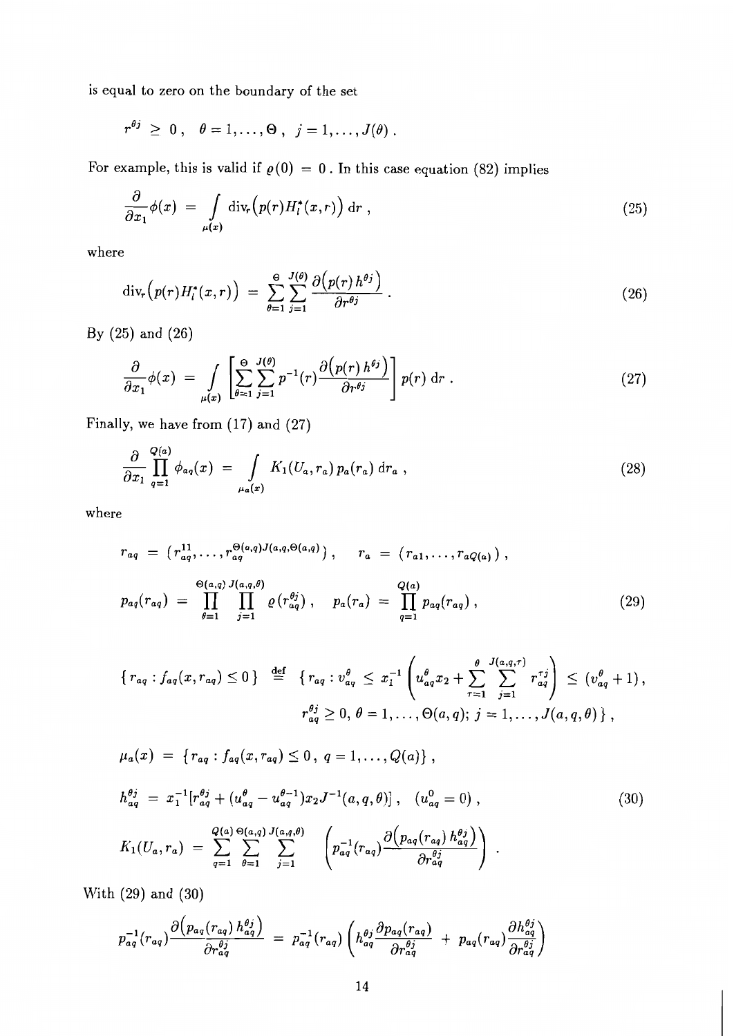is equal to zero on the boundary of the set

$$r^{\theta j} \;\geq\; 0\,, \quad \theta = 1,\ldots,\Theta\,, \;\; j = 1,\ldots,J(\theta)\,.$$

For example, this is valid if $\varrho(0) = 0$. In this case equation (82) implies

$$\frac{\partial}{\partial x_1}\phi(x) \;=\; \int\limits_{\mu(x)} \operatorname{div}_r\bigl(p(r)H_l^*(x,r)\bigr)\,\mathrm{d}r\,, \tag{25}$$

where

$$\operatorname{div}_r\bigl(p(r)H_l^*(x,r)\bigr) \;=\; \sum_{\theta=1}^{\Theta}\sum_{j=1}^{J(\theta)}\frac{\partial\bigl(p(r)\,h^{\theta j}\bigr)}{\partial r^{\theta j}}\,. \tag{26}$$

By (25) and (26)

$$\frac{\partial}{\partial x_1}\phi(x) \;=\; \int\limits_{\mu(x)} \left[\sum_{\theta=1}^{\Theta}\sum_{j=1}^{J(\theta)} p^{-1}(r)\frac{\partial\bigl(p(r)\,h^{\theta j}\bigr)}{\partial r^{\theta j}}\right] p(r)\,\mathrm{d}r\,. \tag{27}$$

Finally, we have from (17) and (27)

$$\frac{\partial}{\partial x_1}\prod_{q=1}^{Q(a)}\phi_{aq}(x) \;=\; \int\limits_{\mu_a(x)} K_1(U_a,r_a)\,p_a(r_a)\,\mathrm{d}r_a\,, \tag{28}$$

where

$$r_{aq} \;=\; \bigl(r_{aq}^{11},\ldots,r_{aq}^{\Theta(a,q)J(a,q,\Theta(a,q))}\bigr)\,, \qquad r_a \;=\; \bigl(r_{a1},\ldots,r_{aQ(a)}\bigr)\,,$$

$$p_{aq}(r_{aq}) \;=\; \prod_{\theta=1}^{\Theta(a,q)}\prod_{j=1}^{J(a,q,\theta)}\varrho\bigl(r_{aq}^{\theta j}\bigr)\,, \quad p_a(r_a) \;=\; \prod_{q=1}^{Q(a)}p_{aq}(r_{aq})\,, \tag{29}$$

$$\begin{aligned}\{\,r_{aq} : f_{aq}(x,r_{aq}) \leq 0\,\} \;\stackrel{\text{def}}{=}\; \{\,r_{aq} : v_{aq}^{\theta} \;\leq\; x_1^{-1}\left(u_{aq}^{\theta}x_2 + \sum_{\tau=1}^{\theta}\sum_{j=1}^{J(a,q,\tau)} r_{aq}^{\tau j}\right) \;\leq\; (v_{aq}^{\theta}+1)\,,\\ r_{aq}^{\theta j} \geq 0,\; \theta = 1,\ldots,\Theta(a,q);\; j = 1,\ldots,J(a,q,\theta)\,\}\,,\end{aligned}$$

$$\mu_a(x) \;=\; \{\,r_{aq} : f_{aq}(x,r_{aq}) \leq 0\,,\; q = 1,\ldots,Q(a)\}\,,$$

$$h_{aq}^{\theta j} \;=\; x_1^{-1}\bigl[r_{aq}^{\theta j} + (u_{aq}^{\theta} - u_{aq}^{\theta-1})x_2 J^{-1}(a,q,\theta)\bigr]\,, \quad (u_{aq}^{0} = 0)\,, \tag{30}$$

$$K_1(U_a,r_a) \;=\; \sum_{q=1}^{Q(a)}\sum_{\theta=1}^{\Theta(a,q)}\sum_{j=1}^{J(a,q,\theta)}\left(p_{aq}^{-1}(r_{aq})\frac{\partial\bigl(p_{aq}(r_{aq})\,h_{aq}^{\theta j}\bigr)}{\partial r_{aq}^{\theta j}}\right)\,.$$

With (29) and (30)

$$p_{aq}^{-1}(r_{aq})\frac{\partial\bigl(p_{aq}(r_{aq})\,h_{aq}^{\theta j}\bigr)}{\partial r_{aq}^{\theta j}} \;=\; p_{aq}^{-1}(r_{aq})\left(h_{aq}^{\theta j}\frac{\partial p_{aq}(r_{aq})}{\partial r_{aq}^{\theta j}} \;+\; p_{aq}(r_{aq})\frac{\partial h_{aq}^{\theta j}}{\partial r_{aq}^{\theta j}}\right)$$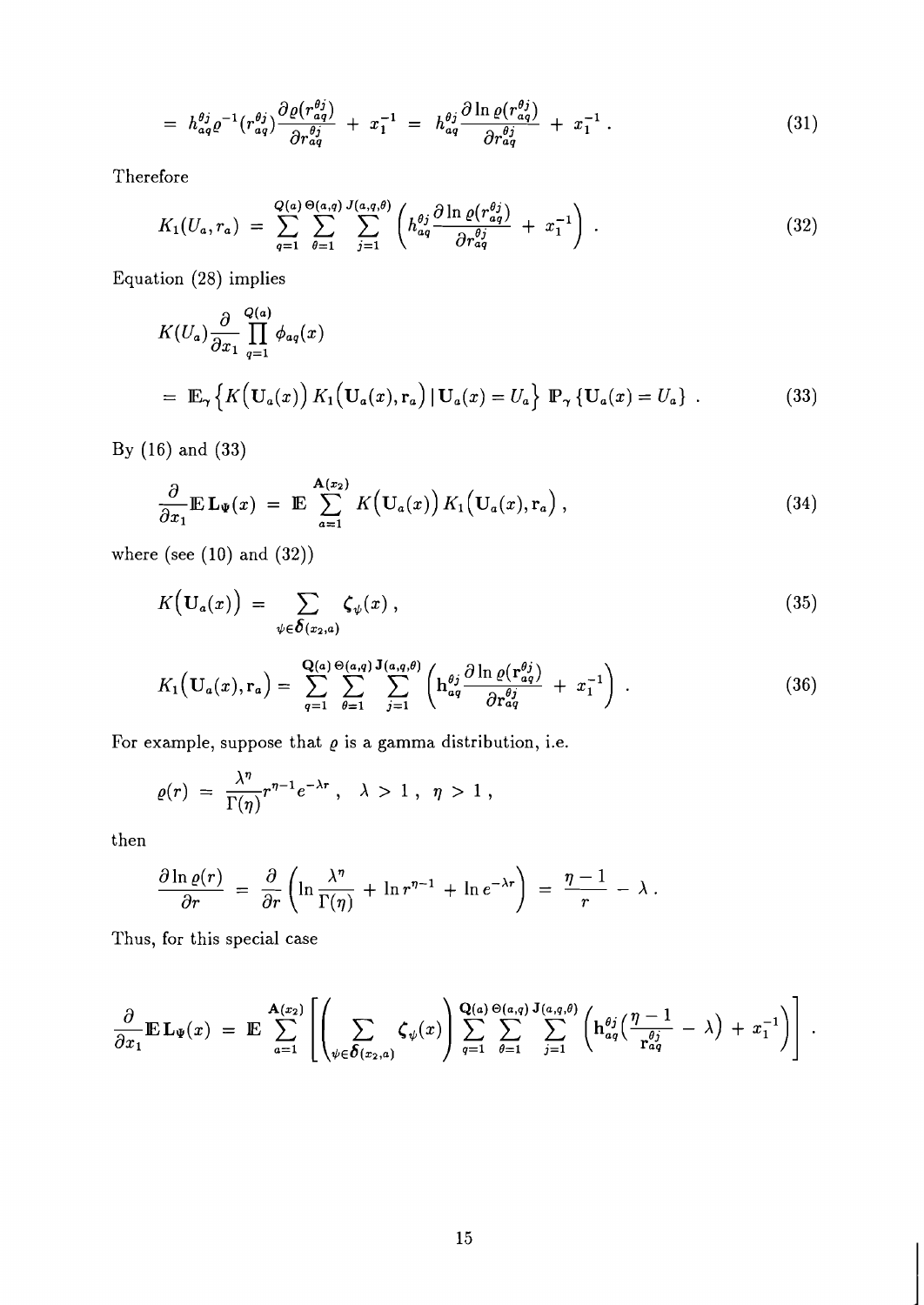$$= h_{aq}^{\theta j} \varrho^{-1}(r_{aq}^{\theta j}) \frac{\partial \varrho(r_{aq}^{\theta j})}{\partial r_{aq}^{\theta j}} + x_1^{-1} = h_{aq}^{\theta j} \frac{\partial \ln \varrho(r_{aq}^{\theta j})}{\partial r_{aq}^{\theta j}} + x_1^{-1} . \tag{31}$$

Therefore

$$K_1(U_a, r_a) = \sum_{q=1}^{Q(a)} \sum_{\theta=1}^{\Theta(a,q)} \sum_{j=1}^{J(a,q,\theta)} \left( h_{aq}^{\theta j} \frac{\partial \ln \varrho(r_{aq}^{\theta j})}{\partial r_{aq}^{\theta j}} + x_1^{-1} \right) . \tag{32}$$

Equation (28) implies

$$K(U_a) \frac{\partial}{\partial x_1} \prod_{q=1}^{Q(a)} \phi_{aq}(x)$$

$$= \mathbb{E}_\gamma \left\{ K\big(\mathbf{U}_a(x)\big) \, K_1\big(\mathbf{U}_a(x), \mathbf{r}_a\big) \,|\, \mathbf{U}_a(x) = U_a \right\} \, \mathbb{P}_\gamma \left\{ \mathbf{U}_a(x) = U_a \right\} . \tag{33}$$

By (16) and (33)

$$\frac{\partial}{\partial x_1} \mathbb{E}\, \mathbf{L}_\Psi(x) = \mathbb{E} \sum_{a=1}^{\mathbf{A}(x_2)} K\big(\mathbf{U}_a(x)\big) \, K_1\big(\mathbf{U}_a(x), \mathbf{r}_a\big) , \tag{34}$$

where (see (10) and (32))

$$K\big(\mathbf{U}_a(x)\big) = \sum_{\psi \in \boldsymbol{\delta}(x_2, a)} \zeta_\psi(x) , \tag{35}$$

$$K_1\big(\mathbf{U}_a(x), \mathbf{r}_a\big) = \sum_{q=1}^{\mathbf{Q}(a)} \sum_{\theta=1}^{\Theta(a,q)} \sum_{j=1}^{\mathbf{J}(a,q,\theta)} \left( \mathbf{h}_{aq}^{\theta j} \frac{\partial \ln \varrho(\mathbf{r}_{aq}^{\theta j})}{\partial \mathbf{r}_{aq}^{\theta j}} + x_1^{-1} \right) . \tag{36}$$

For example, suppose that $\varrho$ is a gamma distribution, i.e.

$$\varrho(r) = \frac{\lambda^\eta}{\Gamma(\eta)} r^{\eta - 1} e^{-\lambda r} , \quad \lambda > 1 , \quad \eta > 1 ,$$

then

$$\frac{\partial \ln \varrho(r)}{\partial r} = \frac{\partial}{\partial r} \left( \ln \frac{\lambda^\eta}{\Gamma(\eta)} + \ln r^{\eta-1} + \ln e^{-\lambda r} \right) = \frac{\eta - 1}{r} - \lambda .$$

Thus, for this special case

$$\frac{\partial}{\partial x_1} \mathbb{E}\, \mathbf{L}_\Psi(x) = \mathbb{E} \sum_{a=1}^{\mathbf{A}(x_2)} \left[ \left( \sum_{\psi \in \boldsymbol{\delta}(x_2, a)} \zeta_\psi(x) \right) \sum_{q=1}^{\mathbf{Q}(a)} \sum_{\theta=1}^{\Theta(a,q)} \sum_{j=1}^{\mathbf{J}(a,q,\theta)} \left( \mathbf{h}_{aq}^{\theta j} \Big( \frac{\eta - 1}{\mathbf{r}_{aq}^{\theta j}} - \lambda \Big) + x_1^{-1} \right) \right] .$$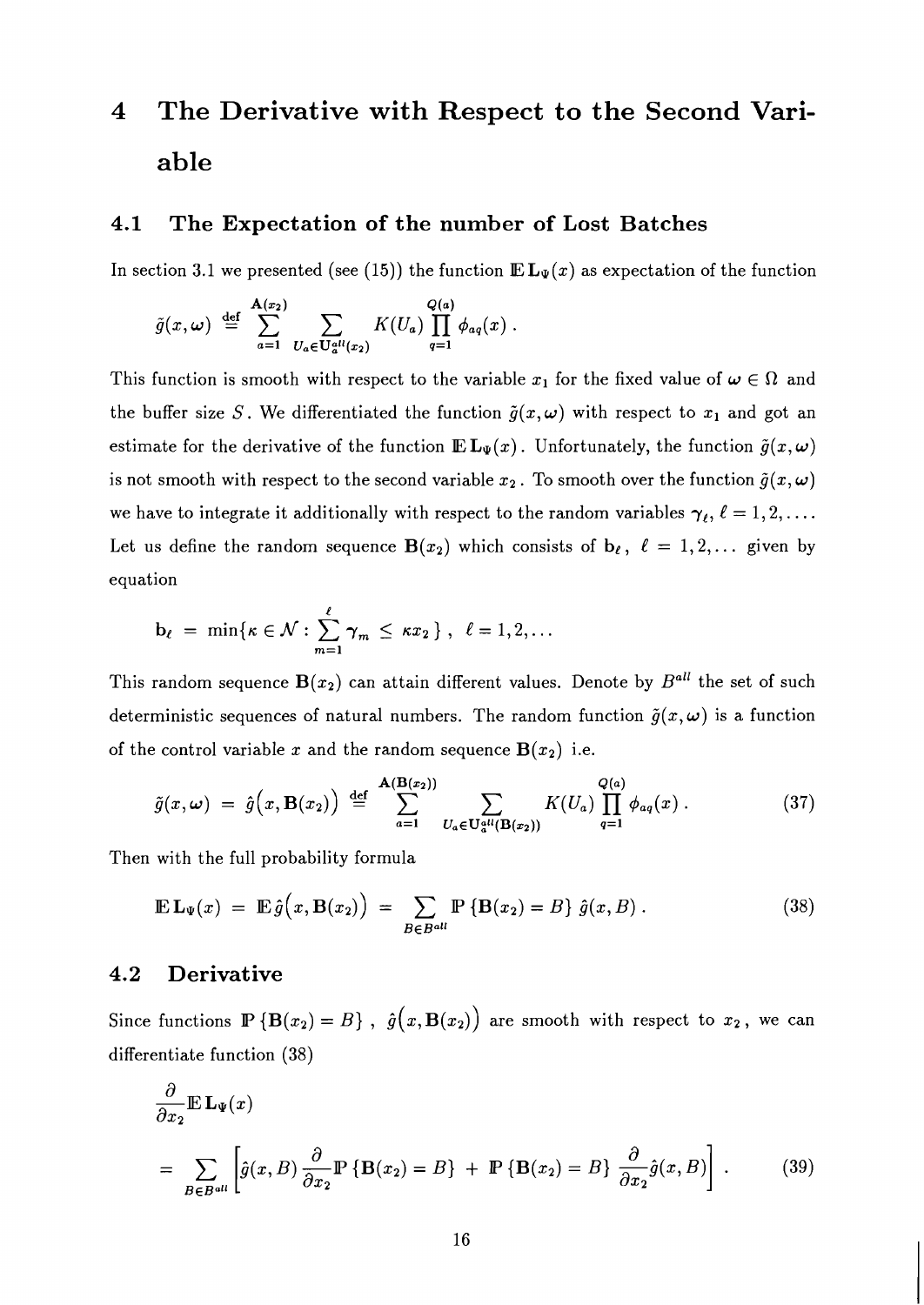# 4 The Derivative with Respect to the Second Variable

## 4.1 The Expectation of the number of Lost Batches

In section 3.1 we presented (see (15)) the function $\mathbb{E}\,\mathbf{L}_\Psi(x)$ as expectation of the function

$$\tilde{g}(x,\omega) \stackrel{\text{def}}{=} \sum_{a=1}^{\mathbf{A}(x_2)} \sum_{U_a \in \mathbf{U}_a^{all}(x_2)} K(U_a) \prod_{q=1}^{Q(a)} \phi_{aq}(x)\,.$$

This function is smooth with respect to the variable $x_1$ for the fixed value of $\omega \in \Omega$ and the buffer size $S$. We differentiated the function $\tilde{g}(x,\omega)$ with respect to $x_1$ and got an estimate for the derivative of the function $\mathbb{E}\,\mathbf{L}_\Psi(x)$. Unfortunately, the function $\tilde{g}(x,\omega)$ is not smooth with respect to the second variable $x_2$. To smooth over the function $\tilde{g}(x,\omega)$ we have to integrate it additionally with respect to the random variables $\gamma_\ell$, $\ell = 1,2,\ldots$. Let us define the random sequence $\mathbf{B}(x_2)$ which consists of $\mathbf{b}_\ell$, $\ell = 1,2,\ldots$ given by equation

$$\mathbf{b}_\ell \;=\; \min\{\kappa \in \mathcal{N} : \sum_{m=1}^{\ell} \gamma_m \;\le\; \kappa x_2\}\;,\quad \ell = 1,2,\ldots$$

This random sequence $\mathbf{B}(x_2)$ can attain different values. Denote by $B^{all}$ the set of such deterministic sequences of natural numbers. The random function $\tilde{g}(x,\omega)$ is a function of the control variable $x$ and the random sequence $\mathbf{B}(x_2)$ i.e.

$$\tilde{g}(x,\omega) \;=\; \hat{g}\big(x,\mathbf{B}(x_2)\big) \stackrel{\text{def}}{=} \sum_{a=1}^{\mathbf{A}(\mathbf{B}(x_2))} \sum_{U_a \in \mathbf{U}_a^{all}(\mathbf{B}(x_2))} K(U_a) \prod_{q=1}^{Q(a)} \phi_{aq}(x)\,. \tag{37}$$

Then with the full probability formula

$$\mathbb{E}\,\mathbf{L}_\Psi(x) \;=\; \mathbb{E}\,\hat{g}\big(x,\mathbf{B}(x_2)\big) \;=\; \sum_{B \in B^{all}} \mathbb{P}\left\{\mathbf{B}(x_2) = B\right\}\, \hat{g}(x,B)\,. \tag{38}$$

## 4.2 Derivative

Since functions $\mathbb{P}\left\{\mathbf{B}(x_2) = B\right\}$, $\hat{g}\big(x,\mathbf{B}(x_2)\big)$ are smooth with respect to $x_2$, we can differentiate function (38)

$$\frac{\partial}{\partial x_2}\mathbb{E}\,\mathbf{L}_\Psi(x)$$

$$= \sum_{B \in B^{all}} \left[\hat{g}(x,B)\,\frac{\partial}{\partial x_2}\mathbb{P}\left\{\mathbf{B}(x_2) = B\right\} \;+\; \mathbb{P}\left\{\mathbf{B}(x_2) = B\right\}\,\frac{\partial}{\partial x_2}\hat{g}(x,B)\right]\,. \tag{39}$$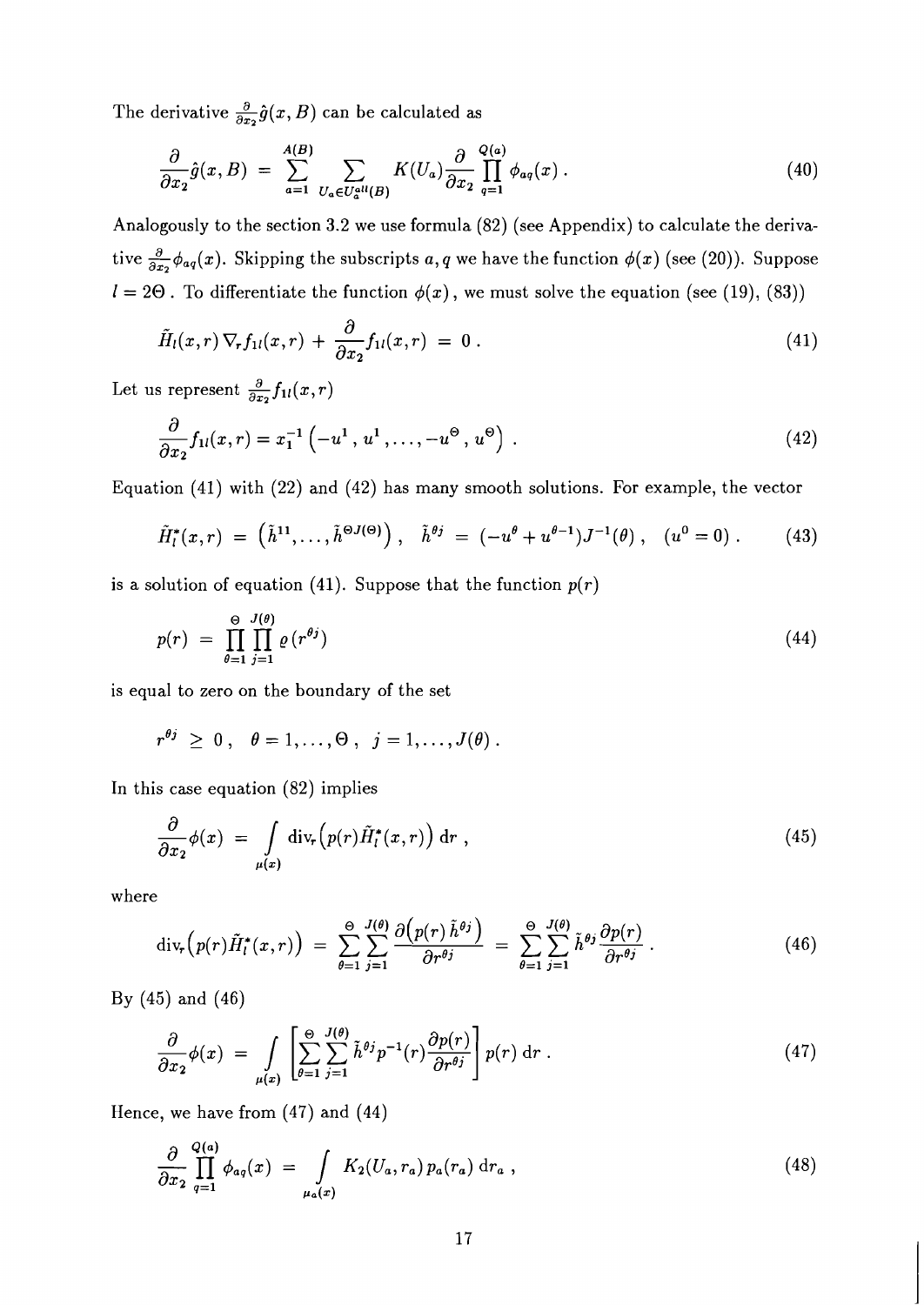The derivative $\frac{\partial}{\partial x_2}\hat{g}(x,B)$ can be calculated as

$$
\frac{\partial}{\partial x_2}\hat{g}(x,B) = \sum_{a=1}^{A(B)} \sum_{U_a \in U_a^{all}(B)} K(U_a) \frac{\partial}{\partial x_2} \prod_{q=1}^{Q(a)} \phi_{aq}(x) . \tag{40}
$$

Analogously to the section 3.2 we use formula (82) (see Appendix) to calculate the derivative $\frac{\partial}{\partial x_2}\phi_{aq}(x)$. Skipping the subscripts $a, q$ we have the function $\phi(x)$ (see (20)). Suppose $l = 2\Theta$ . To differentiate the function $\phi(x)$, we must solve the equation (see (19), (83))

$$
\tilde{H}_l(x,r)\,\nabla_r f_{1l}(x,r) \,+\, \frac{\partial}{\partial x_2} f_{1l}(x,r) \;=\; 0 . \tag{41}
$$

Let us represent $\frac{\partial}{\partial x_2} f_{1l}(x,r)$

$$
\frac{\partial}{\partial x_2} f_{1l}(x,r) = x_1^{-1}\left(-u^1\,,\,u^1\,,\ldots,-u^\Theta\,,\,u^\Theta\right) . \tag{42}
$$

Equation (41) with (22) and (42) has many smooth solutions. For example, the vector

$$
\tilde{H}_l^*(x,r) \;=\; \left(\tilde{h}^{11},\ldots,\tilde{h}^{\Theta J(\Theta)}\right), \quad \tilde{h}^{\theta j} \;=\; (-u^\theta + u^{\theta-1})J^{-1}(\theta)\,, \quad (u^0 = 0)\,. \tag{43}
$$

is a solution of equation (41). Suppose that the function $p(r)$

$$
p(r) \;=\; \prod_{\theta=1}^{\Theta} \prod_{j=1}^{J(\theta)} \varrho\left(r^{\theta j}\right) \tag{44}
$$

is equal to zero on the boundary of the set

$$
r^{\theta j} \;\geq\; 0\,, \quad \theta = 1,\ldots,\Theta\,, \;\; j = 1,\ldots,J(\theta)\,.
$$

In this case equation (82) implies

$$
\frac{\partial}{\partial x_2}\phi(x) \;=\; \int_{\mu(x)} \mathrm{div}_r\big(p(r)\tilde{H}_l^*(x,r)\big)\,\mathrm{d}r\,, \tag{45}
$$

where

$$
\mathrm{div}_r\big(p(r)\tilde{H}_l^*(x,r)\big) \;=\; \sum_{\theta=1}^{\Theta}\sum_{j=1}^{J(\theta)} \frac{\partial\big(p(r)\,\tilde{h}^{\theta j}\big)}{\partial r^{\theta j}} \;=\; \sum_{\theta=1}^{\Theta}\sum_{j=1}^{J(\theta)} \tilde{h}^{\theta j}\frac{\partial p(r)}{\partial r^{\theta j}}\,. \tag{46}
$$

By (45) and (46)

$$
\frac{\partial}{\partial x_2}\phi(x) \;=\; \int_{\mu(x)} \left[\sum_{\theta=1}^{\Theta}\sum_{j=1}^{J(\theta)} \tilde{h}^{\theta j} p^{-1}(r)\frac{\partial p(r)}{\partial r^{\theta j}}\right] p(r)\,\mathrm{d}r\,. \tag{47}
$$

Hence, we have from (47) and (44)

$$
\frac{\partial}{\partial x_2}\prod_{q=1}^{Q(a)} \phi_{aq}(x) \;=\; \int_{\mu_a(x)} K_2(U_a, r_a)\,p_a(r_a)\,\mathrm{d}r_a\,, \tag{48}
$$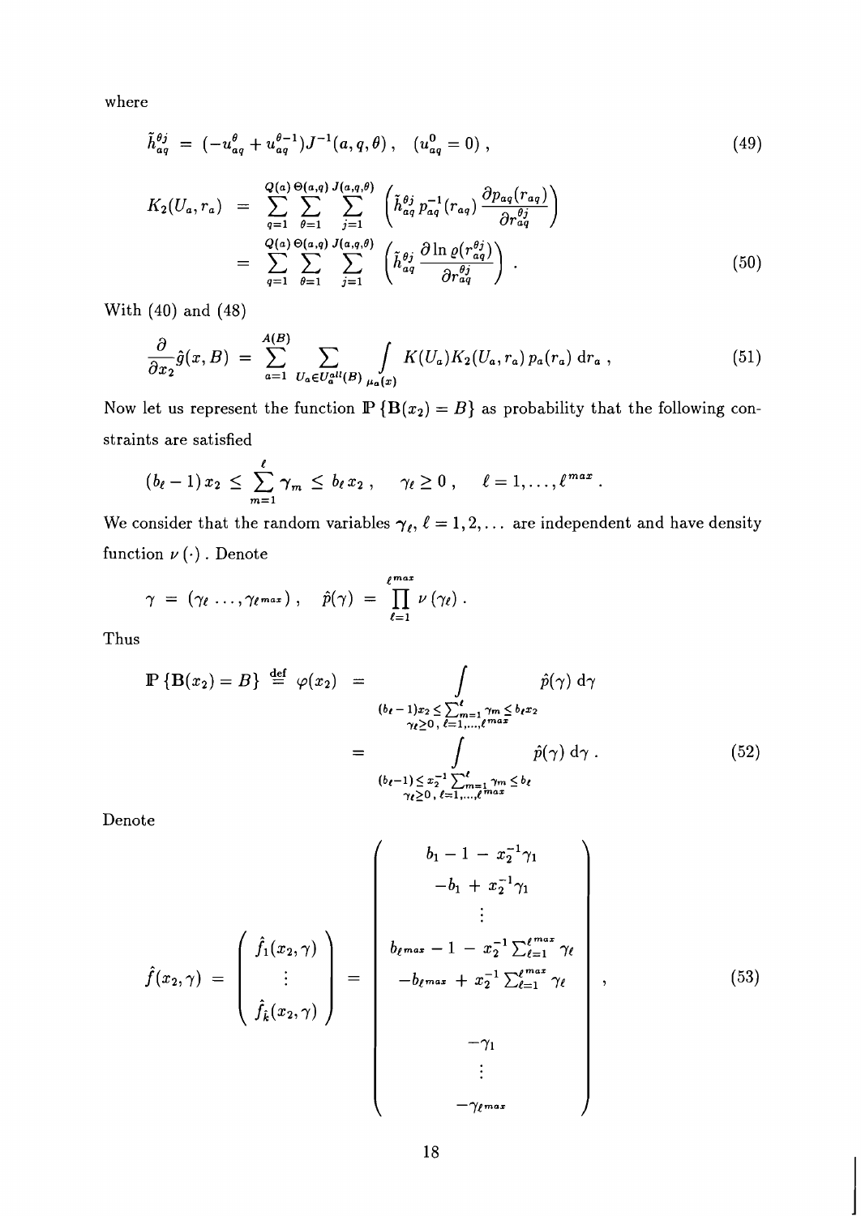where

$$\tilde{h}_{aq}^{\theta j} = (-u_{aq}^{\theta} + u_{aq}^{\theta-1}) J^{-1}(a,q,\theta)\,, \quad (u_{aq}^{0} = 0)\,, \tag{49}$$

$$\begin{aligned} K_2(U_a, r_a) &= \sum_{q=1}^{Q(a)} \sum_{\theta=1}^{\Theta(a,q)} \sum_{j=1}^{J(a,q,\theta)} \left( \tilde{h}_{aq}^{\theta j}\, p_{aq}^{-1}(r_{aq})\, \frac{\partial p_{aq}(r_{aq})}{\partial r_{aq}^{\theta j}} \right) \\ &= \sum_{q=1}^{Q(a)} \sum_{\theta=1}^{\Theta(a,q)} \sum_{j=1}^{J(a,q,\theta)} \left( \tilde{h}_{aq}^{\theta j}\, \frac{\partial \ln \varrho(r_{aq}^{\theta j})}{\partial r_{aq}^{\theta j}} \right)\,. \end{aligned} \tag{50}$$

With (40) and (48)

$$\frac{\partial}{\partial x_2} \hat{g}(x, B) = \sum_{a=1}^{A(B)} \sum_{U_a \in U_a^{all}(B)} \int_{\mu_a(x)} K(U_a) K_2(U_a, r_a)\, p_a(r_a)\, \mathrm{d}r_a\,, \tag{51}$$

Now let us represent the function $\mathbb{P}\{\mathbf{B}(x_2) = B\}$ as probability that the following constraints are satisfied

$$(b_\ell - 1)\, x_2 \le \sum_{m=1}^{\ell} \gamma_m \le b_\ell\, x_2\,, \quad \gamma_\ell \ge 0\,, \quad \ell = 1, \ldots, \ell^{max}\,.$$

We consider that the random variables $\gamma_\ell$, $\ell = 1, 2, \ldots$ are independent and have density function $\nu(\cdot)$. Denote

$$\gamma = (\gamma_\ell \ldots, \gamma_{\ell^{max}})\,, \quad \hat{p}(\gamma) = \prod_{\ell=1}^{\ell^{max}} \nu(\gamma_\ell)\,.$$

Thus

$$\begin{aligned} \mathbb{P}\{\mathbf{B}(x_2) = B\} \overset{\text{def}}{=} \varphi(x_2) &= \int\limits_{\substack{(b_\ell - 1)x_2 \le \sum_{m=1}^{\ell} \gamma_m \le b_\ell x_2 \\ \gamma_\ell \ge 0,\, \ell = 1, \ldots, \ell^{max}}} \hat{p}(\gamma)\, \mathrm{d}\gamma \\ &= \int\limits_{\substack{(b_\ell - 1) \le x_2^{-1} \sum_{m=1}^{\ell} \gamma_m \le b_\ell \\ \gamma_\ell \ge 0,\, \ell = 1, \ldots, \ell^{max}}} \hat{p}(\gamma)\, \mathrm{d}\gamma\,. \end{aligned} \tag{52}$$

Denote

$$\hat{f}(x_2, \gamma) = \begin{pmatrix} \hat{f}_1(x_2, \gamma) \\ \vdots \\ \hat{f}_{\hat{k}}(x_2, \gamma) \end{pmatrix} = \begin{pmatrix} b_1 - 1 - x_2^{-1}\gamma_1 \\ -b_1 + x_2^{-1}\gamma_1 \\ \vdots \\ b_{\ell^{max}} - 1 - x_2^{-1} \sum_{\ell=1}^{\ell^{max}} \gamma_\ell \\ -b_{\ell^{max}} + x_2^{-1} \sum_{\ell=1}^{\ell^{max}} \gamma_\ell \\ \\ -\gamma_1 \\ \vdots \\ -\gamma_{\ell^{max}} \end{pmatrix}, \tag{53}$$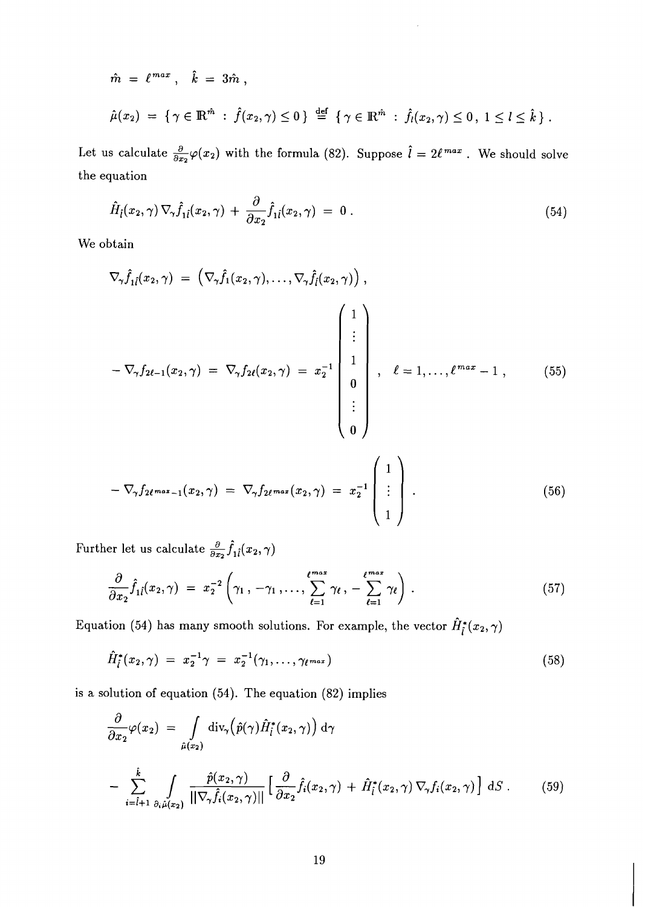$$\hat{m} = \ell^{max}, \quad \hat{k} = 3\hat{m},$$

$$\hat{\mu}(x_2) = \{\gamma \in \mathbb{R}^{\hat{m}} : \hat{f}(x_2, \gamma) \le 0\} \stackrel{\text{def}}{=} \{\gamma \in \mathbb{R}^{\hat{m}} : \hat{f}_l(x_2, \gamma) \le 0, \ 1 \le l \le \hat{k}\}.$$

Let us calculate $\frac{\partial}{\partial x_2}\varphi(x_2)$ with the formula (82). Suppose $\hat{l} = 2\ell^{max}$. We should solve the equation

$$\hat{H}_{\hat{l}}(x_2, \gamma)\, \nabla_\gamma \hat{f}_{1\hat{l}}(x_2, \gamma) + \frac{\partial}{\partial x_2}\hat{f}_{1\hat{l}}(x_2, \gamma) = 0. \tag{54}$$

We obtain

$$\nabla_\gamma \hat{f}_{1\hat{l}}(x_2, \gamma) = \left(\nabla_\gamma \hat{f}_1(x_2, \gamma), \ldots, \nabla_\gamma \hat{f}_{\hat{l}}(x_2, \gamma)\right),$$

$$-\nabla_\gamma f_{2\ell-1}(x_2, \gamma) = \nabla_\gamma f_{2\ell}(x_2, \gamma) = x_2^{-1}\begin{pmatrix} 1 \\ \vdots \\ 1 \\ 0 \\ \vdots \\ 0 \end{pmatrix}, \quad \ell = 1, \ldots, \ell^{max} - 1, \tag{55}$$

$$-\nabla_\gamma f_{2\ell^{max}-1}(x_2, \gamma) = \nabla_\gamma f_{2\ell^{max}}(x_2, \gamma) = x_2^{-1}\begin{pmatrix} 1 \\ \vdots \\ 1 \end{pmatrix}. \tag{56}$$

Further let us calculate $\frac{\partial}{\partial x_2}\hat{f}_{1\hat{l}}(x_2, \gamma)$

$$\frac{\partial}{\partial x_2}\hat{f}_{1\hat{l}}(x_2, \gamma) = x_2^{-2}\left(\gamma_1, -\gamma_1, \ldots, \sum_{\ell=1}^{\ell^{max}} \gamma_\ell, -\sum_{\ell=1}^{\ell^{max}} \gamma_\ell\right). \tag{57}$$

Equation (54) has many smooth solutions. For example, the vector $\hat{H}^*_{\hat{l}}(x_2, \gamma)$

$$\hat{H}^*_{\hat{l}}(x_2, \gamma) = x_2^{-1}\gamma = x_2^{-1}(\gamma_1, \ldots, \gamma_{\ell^{max}}) \tag{58}$$

is a solution of equation (54). The equation (82) implies

$$\frac{\partial}{\partial x_2}\varphi(x_2) = \int_{\hat{\mu}(x_2)} \operatorname{div}_\gamma\left(\hat{p}(\gamma)\hat{H}^*_{\hat{l}}(x_2, \gamma)\right) d\gamma$$

$$- \sum_{i=\hat{l}+1}^{\hat{k}} \int_{\partial_i \hat{\mu}(x_2)} \frac{\hat{p}(x_2, \gamma)}{\|\nabla_\gamma \hat{f}_i(x_2, \gamma)\|}\left[\frac{\partial}{\partial x_2}\hat{f}_i(x_2, \gamma) + \hat{H}^*_{\hat{l}}(x_2, \gamma)\, \nabla_\gamma f_i(x_2, \gamma)\right] dS. \tag{59}$$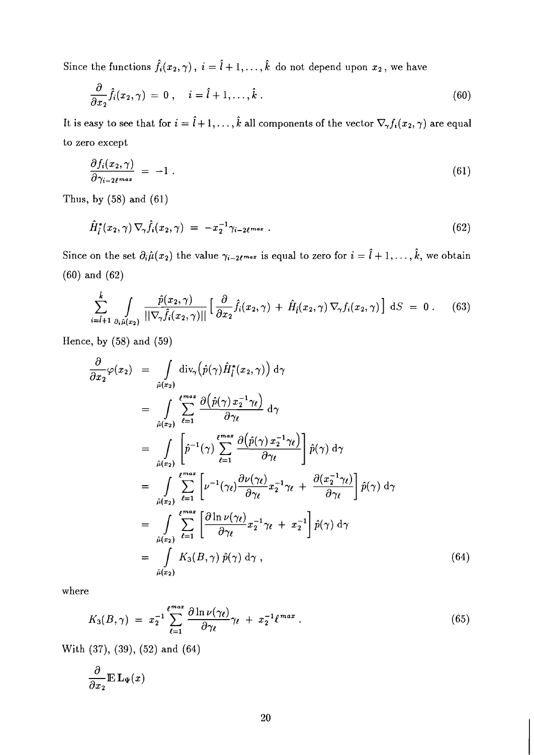Since the functions $\hat{f}_i(x_2, \gamma)$ , $i = \hat{l}+1, \ldots, \hat{k}$ do not depend upon $x_2$ , we have

$$
\frac{\partial}{\partial x_2} \hat{f}_i(x_2, \gamma) = 0 \,, \quad i = \hat{l}+1, \ldots, \hat{k} \,. \tag{60}
$$

It is easy to see that for $i = \hat{l}+1, \ldots, \hat{k}$ all components of the vector $\nabla_\gamma f_i(x_2, \gamma)$ are equal to zero except

$$
\frac{\partial f_i(x_2, \gamma)}{\partial \gamma_{i-2\ell^{max}}} = -1 \,. \tag{61}
$$

Thus, by (58) and (61)

$$
\hat{H}_l^*(x_2, \gamma) \nabla_\gamma \hat{f}_i(x_2, \gamma) = -x_2^{-1} \gamma_{i-2\ell^{max}} \,. \tag{62}
$$

Since on the set $\partial_i \hat{\mu}(x_2)$ the value $\gamma_{i-2\ell^{max}}$ is equal to zero for $i = \hat{l}+1, \ldots, \hat{k}$, we obtain (60) and (62)

$$
\sum_{i=\hat{l}+1}^{\hat{k}} \int_{\partial_i \hat{\mu}(x_2)} \frac{\hat{p}(x_2, \gamma)}{||\nabla_\gamma \hat{f}_i(x_2, \gamma)||} \Big[ \frac{\partial}{\partial x_2} \hat{f}_i(x_2, \gamma) + \hat{H}_l(x_2, \gamma) \nabla_\gamma f_i(x_2, \gamma) \Big] \, \mathrm{d}S = 0 \,. \tag{63}
$$

Hence, by (58) and (59)

$$
\begin{aligned}
\frac{\partial}{\partial x_2} \varphi(x_2) &= \int_{\hat{\mu}(x_2)} \mathrm{div}_\gamma \big( \hat{p}(\gamma) \hat{H}_l^*(x_2, \gamma) \big) \, \mathrm{d}\gamma \\
&= \int_{\hat{\mu}(x_2)} \sum_{\ell=1}^{\ell^{max}} \frac{\partial \big( \hat{p}(\gamma) \, x_2^{-1} \gamma_\ell \big)}{\partial \gamma_\ell} \, \mathrm{d}\gamma \\
&= \int_{\hat{\mu}(x_2)} \left[ \hat{p}^{-1}(\gamma) \sum_{\ell=1}^{\ell^{max}} \frac{\partial \big( \hat{p}(\gamma) \, x_2^{-1} \gamma_\ell \big)}{\partial \gamma_\ell} \right] \hat{p}(\gamma) \, \mathrm{d}\gamma \\
&= \int_{\hat{\mu}(x_2)} \sum_{\ell=1}^{\ell^{max}} \left[ \nu^{-1}(\gamma_\ell) \frac{\partial \nu(\gamma_\ell)}{\partial \gamma_\ell} x_2^{-1} \gamma_\ell + \frac{\partial (x_2^{-1} \gamma_\ell)}{\partial \gamma_\ell} \right] \hat{p}(\gamma) \, \mathrm{d}\gamma \\
&= \int_{\hat{\mu}(x_2)} \sum_{\ell=1}^{\ell^{max}} \left[ \frac{\partial \ln \nu(\gamma_\ell)}{\partial \gamma_\ell} x_2^{-1} \gamma_\ell + x_2^{-1} \right] \hat{p}(\gamma) \, \mathrm{d}\gamma \\
&= \int_{\hat{\mu}(x_2)} K_3(B, \gamma) \, \hat{p}(\gamma) \, \mathrm{d}\gamma \,,
\end{aligned} \tag{64}
$$

where

$$
K_3(B, \gamma) = x_2^{-1} \sum_{\ell=1}^{\ell^{max}} \frac{\partial \ln \nu(\gamma_\ell)}{\partial \gamma_\ell} \gamma_\ell + x_2^{-1} \ell^{max} \,. \tag{65}
$$

With (37), (39), (52) and (64)

$$
\frac{\partial}{\partial x_2} \mathbb{E} \, \mathbf{L}_\Psi(x)
$$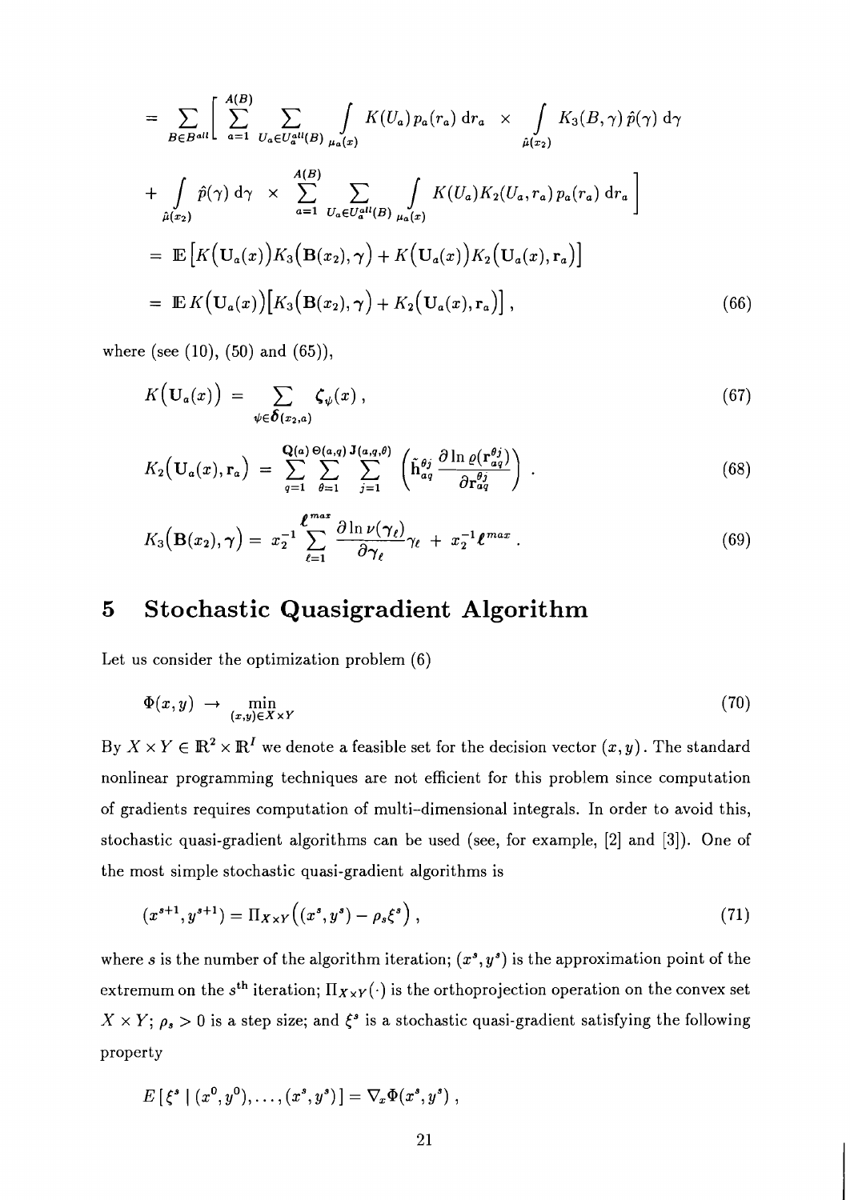$$
\begin{aligned}
&= \sum_{B \in B^{all}} \Bigg[ \sum_{a=1}^{A(B)} \sum_{U_a \in U_a^{all}(B)} \int_{\mu_a(x)} K(U_a)\, p_a(r_a)\, \mathrm{d}r_a \;\times\; \int_{\hat{\mu}(x_2)} K_3(B,\gamma)\, \hat{p}(\gamma)\, \mathrm{d}\gamma \\
&\quad + \int_{\hat{\mu}(x_2)} \hat{p}(\gamma)\, \mathrm{d}\gamma \;\times\; \sum_{a=1}^{A(B)} \sum_{U_a \in U_a^{all}(B)} \int_{\mu_a(x)} K(U_a) K_2(U_a, r_a)\, p_a(r_a)\, \mathrm{d}r_a \Bigg] \\
&= \mathbb{E}\Big[ K\big(\mathbf{U}_a(x)\big) K_3\big(\mathbf{B}(x_2), \boldsymbol{\gamma}\big) + K\big(\mathbf{U}_a(x)\big) K_2\big(\mathbf{U}_a(x), \mathbf{r}_a\big) \Big] \\
&= \mathbb{E}\, K\big(\mathbf{U}_a(x)\big) \Big[ K_3\big(\mathbf{B}(x_2), \boldsymbol{\gamma}\big) + K_2\big(\mathbf{U}_a(x), \mathbf{r}_a\big) \Big] , \qquad (66)
\end{aligned}
$$

where (see (10), (50) and (65)),

$$
K\big(\mathbf{U}_a(x)\big) = \sum_{\psi \in \boldsymbol{\delta}(x_2, a)} \boldsymbol{\zeta}_\psi(x) , \qquad (67)
$$

$$
K_2\big(\mathbf{U}_a(x), \mathbf{r}_a\big) = \sum_{q=1}^{\mathbf{Q}(a)} \sum_{\theta=1}^{\Theta(a,q)} \sum_{j=1}^{\mathbf{J}(a,q,\theta)} \left( \tilde{\mathbf{h}}_{aq}^{\theta j} \frac{\partial \ln \varrho(\mathbf{r}_{aq}^{\theta j})}{\partial \mathbf{r}_{aq}^{\theta j}} \right) . \qquad (68)
$$

$$
K_3\big(\mathbf{B}(x_2), \boldsymbol{\gamma}\big) = x_2^{-1} \sum_{\ell=1}^{\boldsymbol{\ell}^{max}} \frac{\partial \ln \nu(\boldsymbol{\gamma}_\ell)}{\partial \boldsymbol{\gamma}_\ell} \boldsymbol{\gamma}_\ell \;+\; x_2^{-1} \boldsymbol{\ell}^{max} . \qquad (69)
$$

# 5 Stochastic Quasigradient Algorithm

Let us consider the optimization problem (6)

$$
\Phi(x, y) \;\rightarrow\; \min_{(x,y) \in X \times Y} \qquad (70)
$$

By $X \times Y \in \mathbb{R}^2 \times \mathbb{R}^I$ we denote a feasible set for the decision vector $(x, y)$. The standard nonlinear programming techniques are not efficient for this problem since computation of gradients requires computation of multi-dimensional integrals. In order to avoid this, stochastic quasi-gradient algorithms can be used (see, for example, [2] and [3]). One of the most simple stochastic quasi-gradient algorithms is

$$
(x^{s+1}, y^{s+1}) = \Pi_{X \times Y}\Big( (x^s, y^s) - \rho_s \xi^s \Big) , \qquad (71)
$$

where $s$ is the number of the algorithm iteration; $(x^s, y^s)$ is the approximation point of the extremum on the $s^{\text{th}}$ iteration; $\Pi_{X \times Y}(\cdot)$ is the orthoprojection operation on the convex set $X \times Y$; $\rho_s > 0$ is a step size; and $\xi^s$ is a stochastic quasi-gradient satisfying the following property

$$
E\,[\, \xi^s \mid (x^0, y^0), \ldots, (x^s, y^s) \,] = \nabla_x \Phi(x^s, y^s) ,
$$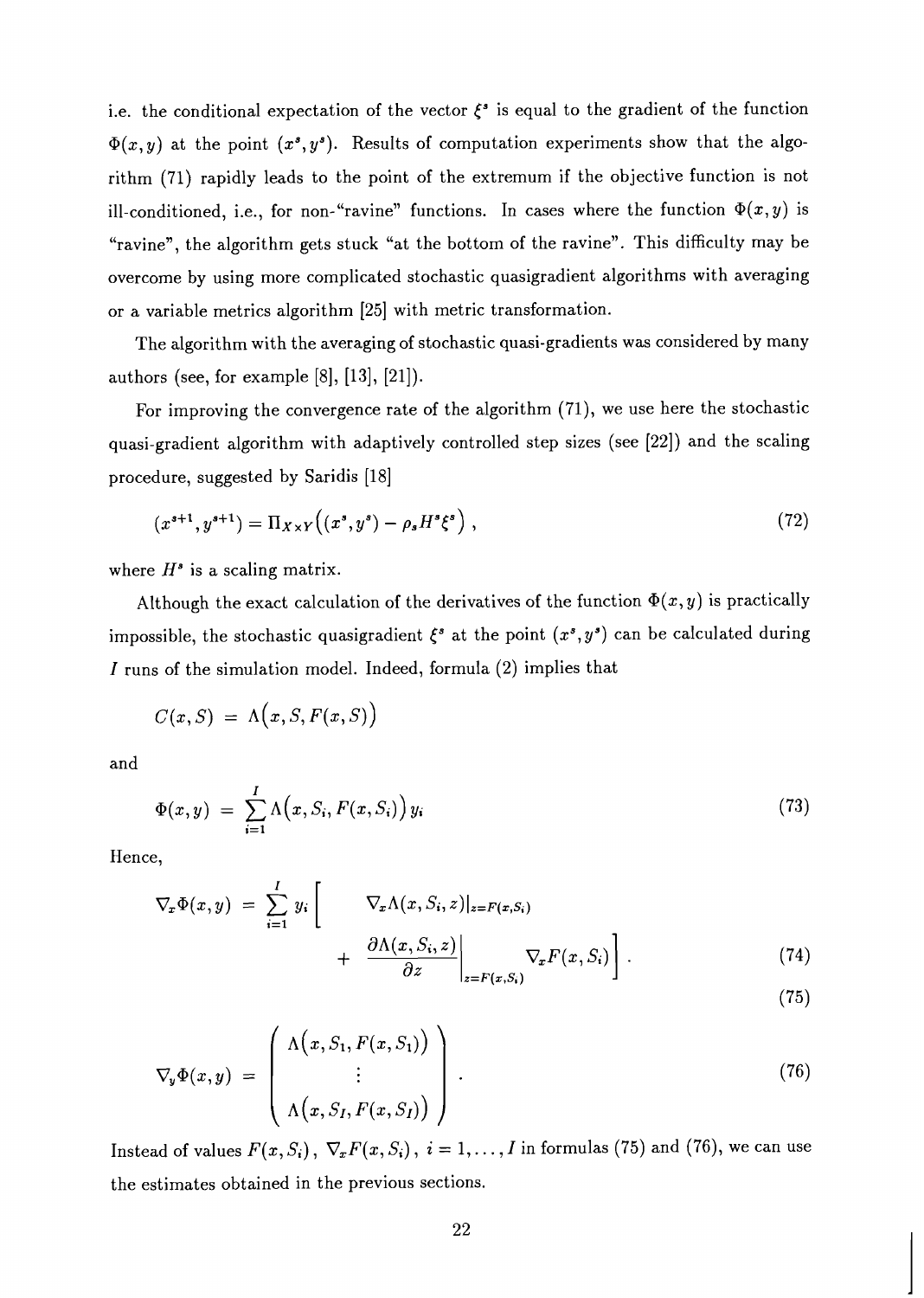i.e. the conditional expectation of the vector $\xi^s$ is equal to the gradient of the function $\Phi(x, y)$ at the point $(x^s, y^s)$. Results of computation experiments show that the algorithm (71) rapidly leads to the point of the extremum if the objective function is not ill-conditioned, i.e., for non-"ravine" functions. In cases where the function $\Phi(x, y)$ is "ravine", the algorithm gets stuck "at the bottom of the ravine". This difficulty may be overcome by using more complicated stochastic quasigradient algorithms with averaging or a variable metrics algorithm [25] with metric transformation.

The algorithm with the averaging of stochastic quasi-gradients was considered by many authors (see, for example [8], [13], [21]).

For improving the convergence rate of the algorithm (71), we use here the stochastic quasi-gradient algorithm with adaptively controlled step sizes (see [22]) and the scaling procedure, suggested by Saridis [18]

$$(x^{s+1}, y^{s+1}) = \Pi_{X \times Y}\big((x^s, y^s) - \rho_s H^s \xi^s\big) , \tag{72}$$

where $H^s$ is a scaling matrix.

Although the exact calculation of the derivatives of the function $\Phi(x, y)$ is practically impossible, the stochastic quasigradient $\xi^s$ at the point $(x^s, y^s)$ can be calculated during $I$ runs of the simulation model. Indeed, formula (2) implies that

$$C(x, S) \;=\; \Lambda\big(x, S, F(x, S)\big)$$

and

$$\Phi(x, y) \;=\; \sum_{i=1}^{I} \Lambda\big(x, S_i, F(x, S_i)\big)\, y_i \tag{73}$$

Hence,

$$\nabla_x \Phi(x, y) \;=\; \sum_{i=1}^{I} y_i \left[ \nabla_x \Lambda(x, S_i, z)|_{z=F(x,S_i)} + \left.\frac{\partial \Lambda(x, S_i, z)}{\partial z}\right|_{z=F(x,S_i)} \nabla_x F(x, S_i) \right] . \tag{74}$$

$$\tag{75}$$

$$\nabla_y \Phi(x, y) \;=\; \begin{pmatrix} \Lambda\big(x, S_1, F(x, S_1)\big) \\ \vdots \\ \Lambda\big(x, S_I, F(x, S_I)\big) \end{pmatrix} . \tag{76}$$

Instead of values $F(x, S_i)$, $\nabla_x F(x, S_i)$, $i = 1, \ldots, I$ in formulas (75) and (76), we can use the estimates obtained in the previous sections.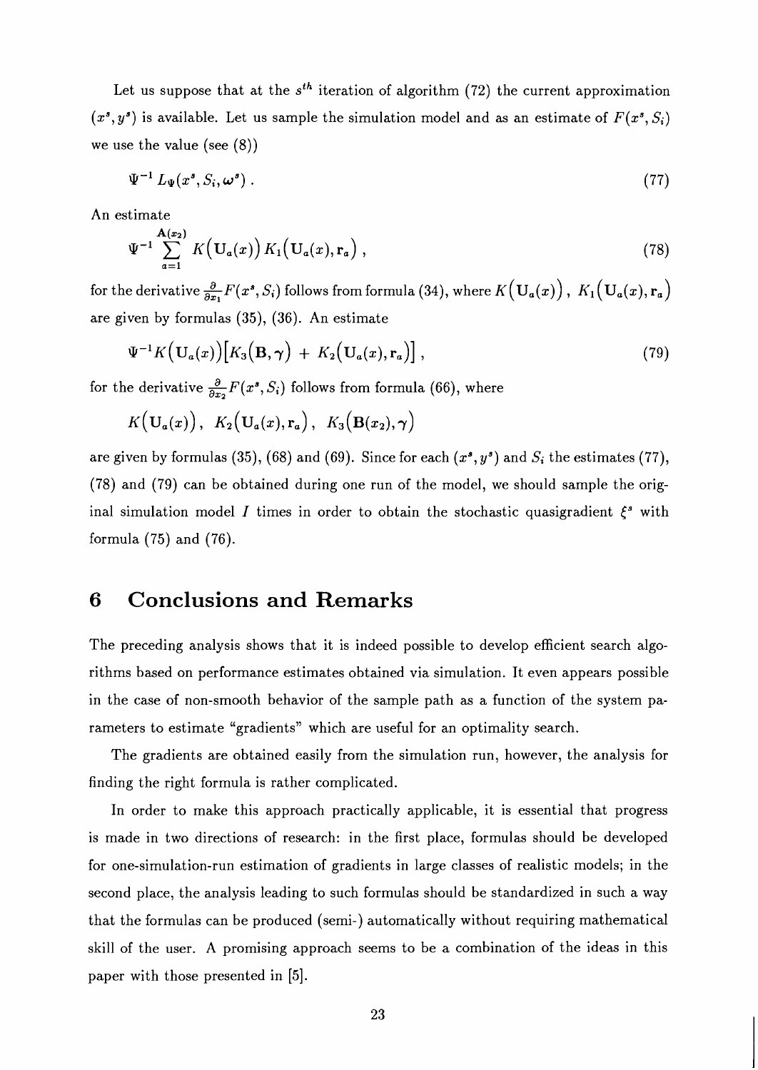Let us suppose that at the $s^{th}$ iteration of algorithm (72) the current approximation $(x^s, y^s)$ is available. Let us sample the simulation model and as an estimate of $F(x^s, S_i)$ we use the value (see (8))

$$\Psi^{-1} L_\Psi(x^s, S_i, \omega^s) . \tag{77}$$

An estimate

$$\Psi^{-1} \sum_{a=1}^{\mathbf{A}(x_2)} K\big(\mathbf{U}_a(x)\big) K_1\big(\mathbf{U}_a(x), \mathbf{r}_a\big) , \tag{78}$$

for the derivative $\frac{\partial}{\partial x_1} F(x^s, S_i)$ follows from formula (34), where $K\big(\mathbf{U}_a(x)\big)$, $K_1\big(\mathbf{U}_a(x), \mathbf{r}_a\big)$ are given by formulas (35), (36). An estimate

$$\Psi^{-1} K\big(\mathbf{U}_a(x)\big)\big[K_3\big(\mathbf{B}, \gamma\big) + K_2\big(\mathbf{U}_a(x), \mathbf{r}_a\big)\big] , \tag{79}$$

for the derivative $\frac{\partial}{\partial x_2} F(x^s, S_i)$ follows from formula (66), where

$$K\big(\mathbf{U}_a(x)\big), \;\; K_2\big(\mathbf{U}_a(x), \mathbf{r}_a\big), \;\; K_3\big(\mathbf{B}(x_2), \gamma\big)$$

are given by formulas (35), (68) and (69). Since for each $(x^s, y^s)$ and $S_i$ the estimates (77), (78) and (79) can be obtained during one run of the model, we should sample the original simulation model $I$ times in order to obtain the stochastic quasigradient $\xi^s$ with formula (75) and (76).

# 6 Conclusions and Remarks

The preceding analysis shows that it is indeed possible to develop efficient search algorithms based on performance estimates obtained via simulation. It even appears possible in the case of non-smooth behavior of the sample path as a function of the system parameters to estimate "gradients" which are useful for an optimality search.

The gradients are obtained easily from the simulation run, however, the analysis for finding the right formula is rather complicated.

In order to make this approach practically applicable, it is essential that progress is made in two directions of research: in the first place, formulas should be developed for one-simulation-run estimation of gradients in large classes of realistic models; in the second place, the analysis leading to such formulas should be standardized in such a way that the formulas can be produced (semi-) automatically without requiring mathematical skill of the user. A promising approach seems to be a combination of the ideas in this paper with those presented in [5].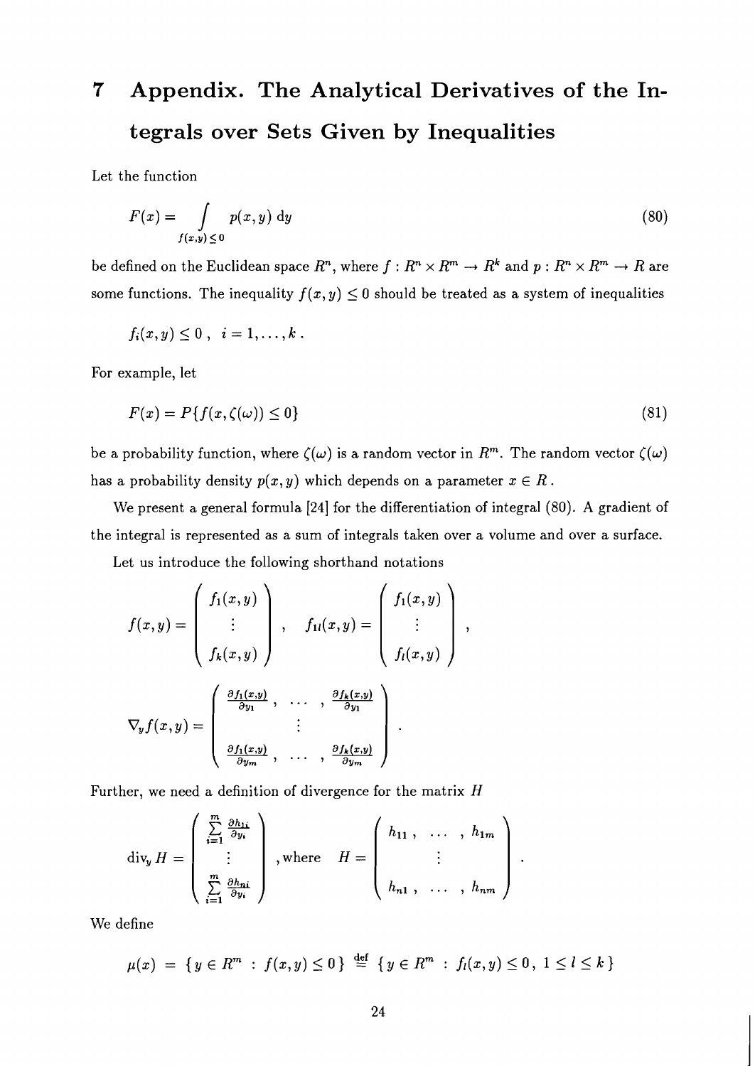# 7 Appendix. The Analytical Derivatives of the Integrals over Sets Given by Inequalities

Let the function

$$F(x) = \int\limits_{f(x,y)\leq 0} p(x,y)\ \mathrm{d}y \tag{80}$$

be defined on the Euclidean space $R^n$, where $f : R^n \times R^m \to R^k$ and $p : R^n \times R^m \to R$ are some functions. The inequality $f(x,y) \leq 0$ should be treated as a system of inequalities

$$f_i(x,y) \leq 0\ ,\ \ i = 1,\ldots,k\ .$$

For example, let

$$F(x) = P\{f(x,\zeta(\omega)) \leq 0\} \tag{81}$$

be a probability function, where $\zeta(\omega)$ is a random vector in $R^m$. The random vector $\zeta(\omega)$ has a probability density $p(x,y)$ which depends on a parameter $x \in R$ .

We present a general formula [24] for the differentiation of integral (80). A gradient of the integral is represented as a sum of integrals taken over a volume and over a surface.

Let us introduce the following shorthand notations

$$f(x,y) = \begin{pmatrix} f_1(x,y) \\ \vdots \\ f_k(x,y) \end{pmatrix}\ ,\quad f_{1l}(x,y) = \begin{pmatrix} f_1(x,y) \\ \vdots \\ f_l(x,y) \end{pmatrix}\ ,$$

$$\nabla_y f(x,y) = \begin{pmatrix} \frac{\partial f_1(x,y)}{\partial y_1}\ , & \ldots & ,\ \frac{\partial f_k(x,y)}{\partial y_1} \\ & \vdots & \\ \frac{\partial f_1(x,y)}{\partial y_m}\ , & \ldots & ,\ \frac{\partial f_k(x,y)}{\partial y_m} \end{pmatrix}\ .$$

Further, we need a definition of divergence for the matrix $H$

$$\mathrm{div}_y\, H = \begin{pmatrix} \sum\limits_{i=1}^{m} \frac{\partial h_{1i}}{\partial y_i} \\ \vdots \\ \sum\limits_{i=1}^{m} \frac{\partial h_{ni}}{\partial y_i} \end{pmatrix}\ ,\text{where}\quad H = \begin{pmatrix} h_{11}\ , & \ldots & ,\ h_{1m} \\ & \vdots & \\ h_{n1}\ , & \ldots & ,\ h_{nm} \end{pmatrix}\ .$$

We define

$$\mu(x)\ =\ \{\,y \in R^m\ :\ f(x,y) \leq 0\,\}\ \stackrel{\mathrm{def}}{=}\ \{\,y \in R^m\ :\ f_l(x,y) \leq 0\,,\ 1 \leq l \leq k\,\}$$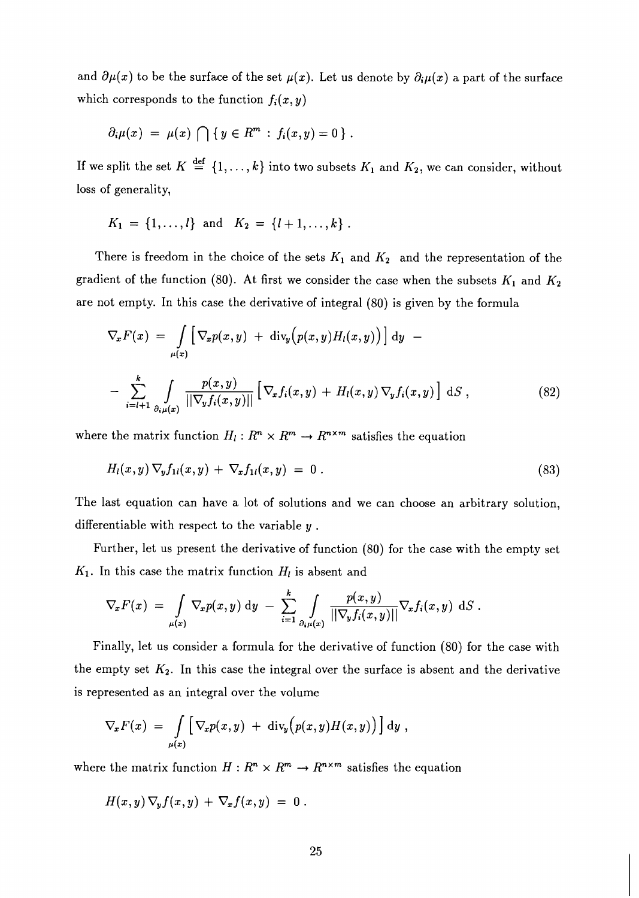and $\partial\mu(x)$ to be the surface of the set $\mu(x)$. Let us denote by $\partial_i\mu(x)$ a part of the surface which corresponds to the function $f_i(x,y)$

$$\partial_i\mu(x) \;=\; \mu(x) \bigcap \{ y \in R^m \, : \, f_i(x,y) = 0 \} \, .$$

If we split the set $K \stackrel{\text{def}}{=} \{1, \ldots, k\}$ into two subsets $K_1$ and $K_2$, we can consider, without loss of generality,

$$K_1 \;=\; \{1, \ldots, l\} \;\; \text{and} \;\; K_2 \;=\; \{l+1, \ldots, k\} \, .$$

There is freedom in the choice of the sets $K_1$ and $K_2$ and the representation of the gradient of the function (80). At first we consider the case when the subsets $K_1$ and $K_2$ are not empty. In this case the derivative of integral (80) is given by the formula

$$\nabla_x F(x) \;=\; \int\limits_{\mu(x)} \left[ \nabla_x p(x,y) \;+\; \operatorname{div}_y\big(p(x,y) H_l(x,y)\big) \right] \mathrm{d}y \;-$$

$$-\; \sum_{i=l+1}^{k} \; \int\limits_{\partial_i\mu(x)} \frac{p(x,y)}{||\nabla_y f_i(x,y)||} \left[ \nabla_x f_i(x,y) \;+\; H_l(x,y)\, \nabla_y f_i(x,y) \right] \mathrm{d}S \, , \tag{82}$$

where the matrix function $H_l : R^n \times R^m \to R^{n \times m}$ satisfies the equation

$$H_l(x,y)\, \nabla_y f_{1l}(x,y) \;+\; \nabla_x f_{1l}(x,y) \;=\; 0 \, . \tag{83}$$

The last equation can have a lot of solutions and we can choose an arbitrary solution, differentiable with respect to the variable $y$ .

Further, let us present the derivative of function (80) for the case with the empty set $K_1$. In this case the matrix function $H_l$ is absent and

$$\nabla_x F(x) \;=\; \int\limits_{\mu(x)} \nabla_x p(x,y)\, \mathrm{d}y \;-\; \sum_{i=1}^{k} \; \int\limits_{\partial_i\mu(x)} \frac{p(x,y)}{||\nabla_y f_i(x,y)||} \nabla_x f_i(x,y) \; \mathrm{d}S \, .$$

Finally, let us consider a formula for the derivative of function (80) for the case with the empty set $K_2$. In this case the integral over the surface is absent and the derivative is represented as an integral over the volume

$$\nabla_x F(x) \;=\; \int\limits_{\mu(x)} \left[ \nabla_x p(x,y) \;+\; \operatorname{div}_y\big(p(x,y) H(x,y)\big) \right] \mathrm{d}y \, ,$$

where the matrix function $H : R^n \times R^m \to R^{n \times m}$ satisfies the equation

$$H(x,y)\, \nabla_y f(x,y) \;+\; \nabla_x f(x,y) \;=\; 0 \, .$$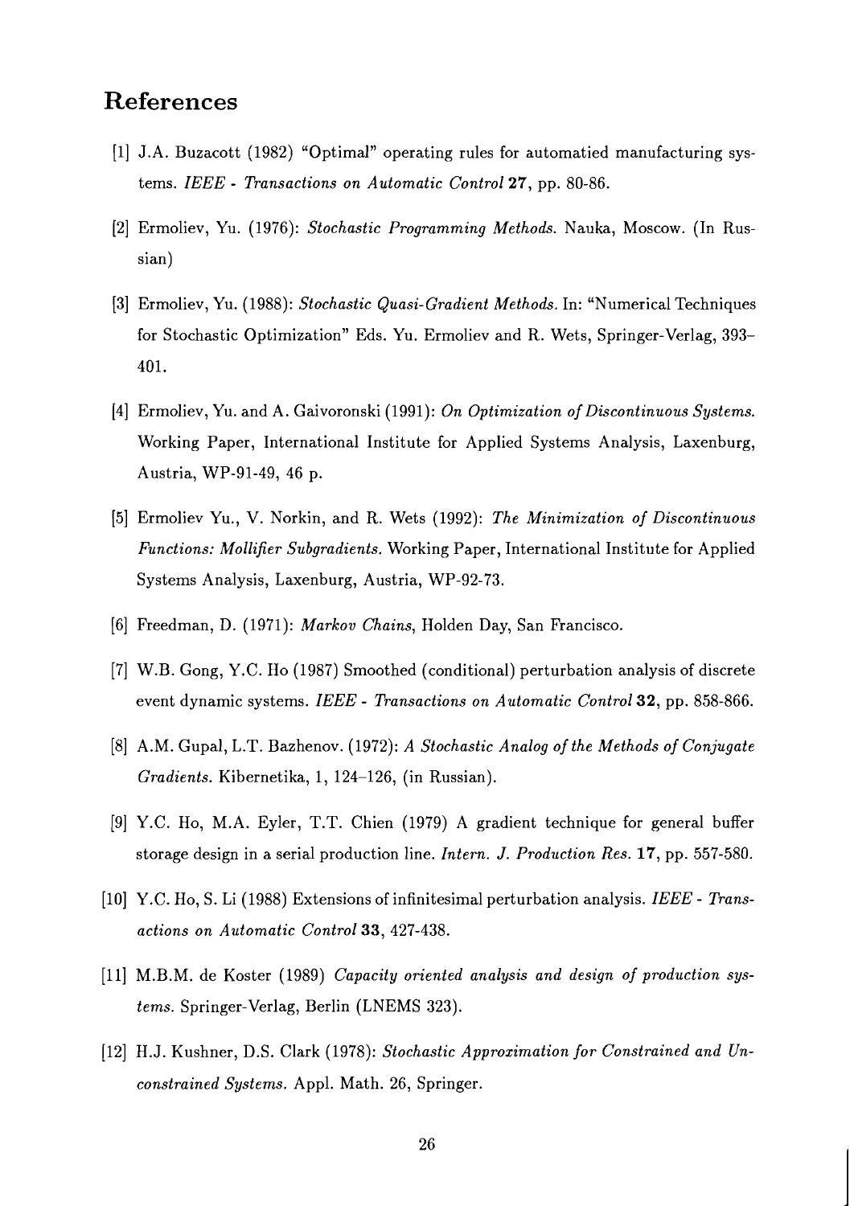## References

[1] J.A. Buzacott (1982) "Optimal" operating rules for automatied manufacturing systems. *IEEE - Transactions on Automatic Control* **27**, pp. 80-86.

[2] Ermoliev, Yu. (1976): *Stochastic Programming Methods.* Nauka, Moscow. (In Russian)

[3] Ermoliev, Yu. (1988): *Stochastic Quasi-Gradient Methods.* In: "Numerical Techniques for Stochastic Optimization" Eds. Yu. Ermoliev and R. Wets, Springer-Verlag, 393–401.

[4] Ermoliev, Yu. and A. Gaivoronski (1991): *On Optimization of Discontinuous Systems.* Working Paper, International Institute for Applied Systems Analysis, Laxenburg, Austria, WP-91-49, 46 p.

[5] Ermoliev Yu., V. Norkin, and R. Wets (1992): *The Minimization of Discontinuous Functions: Mollifier Subgradients.* Working Paper, International Institute for Applied Systems Analysis, Laxenburg, Austria, WP-92-73.

[6] Freedman, D. (1971): *Markov Chains*, Holden Day, San Francisco.

[7] W.B. Gong, Y.C. Ho (1987) Smoothed (conditional) perturbation analysis of discrete event dynamic systems. *IEEE - Transactions on Automatic Control* **32**, pp. 858-866.

[8] A.M. Gupal, L.T. Bazhenov. (1972): *A Stochastic Analog of the Methods of Conjugate Gradients.* Kibernetika, 1, 124–126, (in Russian).

[9] Y.C. Ho, M.A. Eyler, T.T. Chien (1979) A gradient technique for general buffer storage design in a serial production line. *Intern. J. Production Res.* **17**, pp. 557-580.

[10] Y.C. Ho, S. Li (1988) Extensions of infinitesimal perturbation analysis. *IEEE - Transactions on Automatic Control* **33**, 427-438.

[11] M.B.M. de Koster (1989) *Capacity oriented analysis and design of production systems.* Springer-Verlag, Berlin (LNEMS 323).

[12] H.J. Kushner, D.S. Clark (1978): *Stochastic Approximation for Constrained and Unconstrained Systems.* Appl. Math. 26, Springer.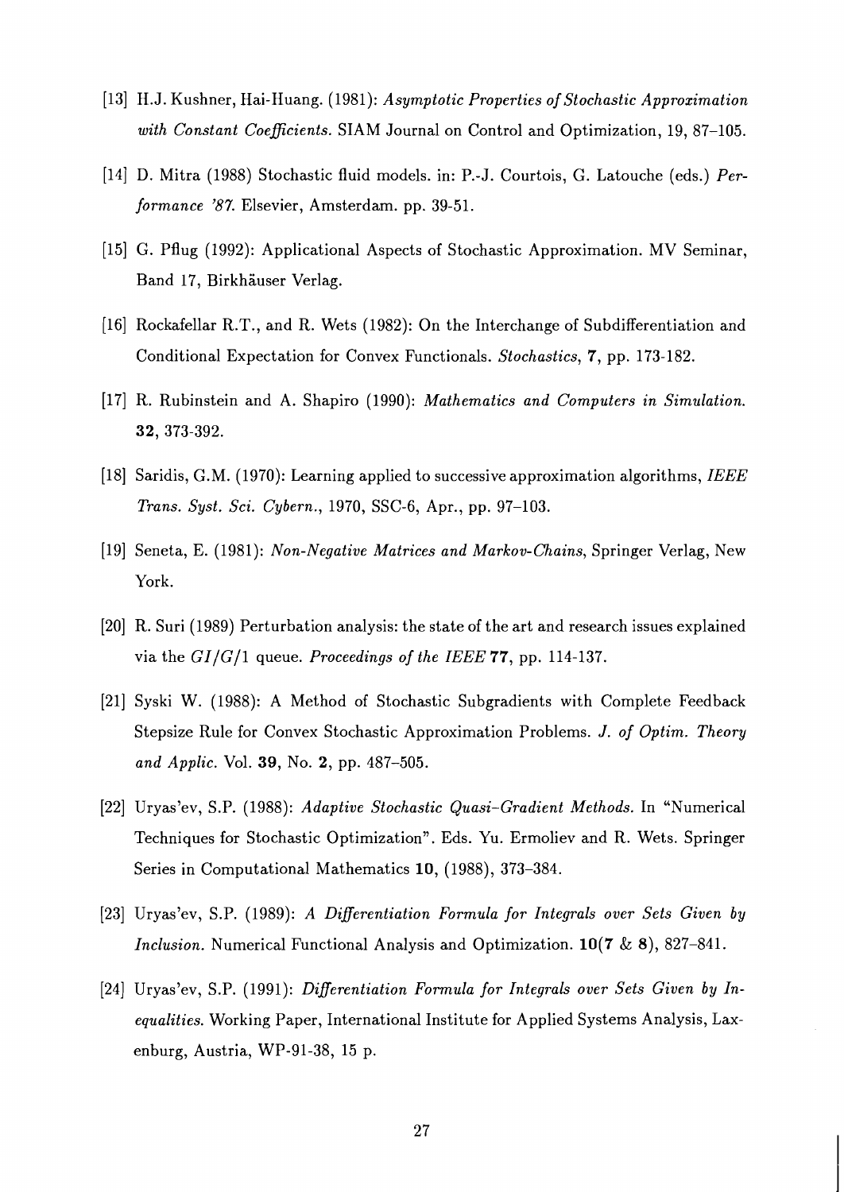[13] H.J. Kushner, Hai-Huang. (1981): *Asymptotic Properties of Stochastic Approximation with Constant Coefficients.* SIAM Journal on Control and Optimization, 19, 87–105.

[14] D. Mitra (1988) Stochastic fluid models. in: P.-J. Courtois, G. Latouche (eds.) *Performance '87.* Elsevier, Amsterdam. pp. 39-51.

[15] G. Pflug (1992): Applicational Aspects of Stochastic Approximation. MV Seminar, Band 17, Birkhäuser Verlag.

[16] Rockafellar R.T., and R. Wets (1982): On the Interchange of Subdifferentiation and Conditional Expectation for Convex Functionals. *Stochastics*, **7**, pp. 173-182.

[17] R. Rubinstein and A. Shapiro (1990): *Mathematics and Computers in Simulation.* **32**, 373-392.

[18] Saridis, G.M. (1970): Learning applied to successive approximation algorithms, *IEEE Trans. Syst. Sci. Cybern.*, 1970, SSC-6, Apr., pp. 97–103.

[19] Seneta, E. (1981): *Non-Negative Matrices and Markov-Chains*, Springer Verlag, New York.

[20] R. Suri (1989) Perturbation analysis: the state of the art and research issues explained via the $GI/G/1$ queue. *Proceedings of the IEEE* **77**, pp. 114-137.

[21] Syski W. (1988): A Method of Stochastic Subgradients with Complete Feedback Stepsize Rule for Convex Stochastic Approximation Problems. *J. of Optim. Theory and Applic.* Vol. **39**, No. **2**, pp. 487–505.

[22] Uryas'ev, S.P. (1988): *Adaptive Stochastic Quasi-Gradient Methods.* In "Numerical Techniques for Stochastic Optimization". Eds. Yu. Ermoliev and R. Wets. Springer Series in Computational Mathematics **10**, (1988), 373–384.

[23] Uryas'ev, S.P. (1989): *A Differentiation Formula for Integrals over Sets Given by Inclusion.* Numerical Functional Analysis and Optimization. **10**(**7** & **8**), 827–841.

[24] Uryas'ev, S.P. (1991): *Differentiation Formula for Integrals over Sets Given by Inequalities.* Working Paper, International Institute for Applied Systems Analysis, Laxenburg, Austria, WP-91-38, 15 p.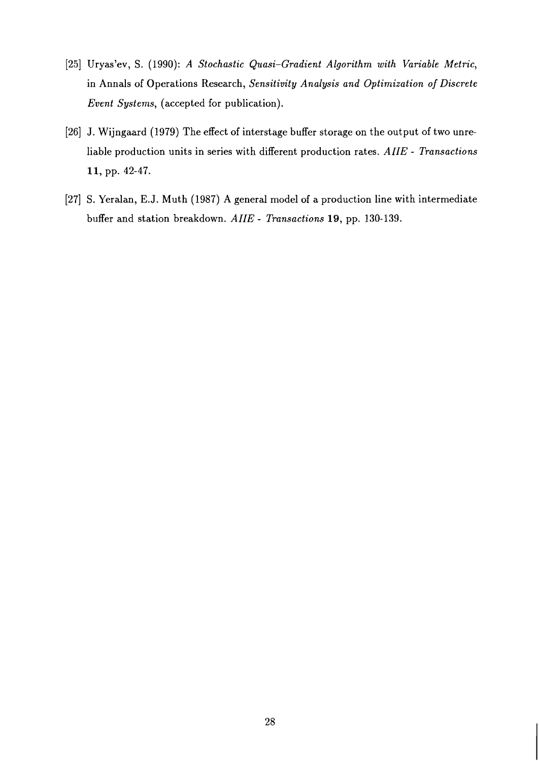[25] Uryas'ev, S. (1990): *A Stochastic Quasi-Gradient Algorithm with Variable Metric*, in Annals of Operations Research, *Sensitivity Analysis and Optimization of Discrete Event Systems*, (accepted for publication).

[26] J. Wijngaard (1979) The effect of interstage buffer storage on the output of two unreliable production units in series with different production rates. *AIIE - Transactions* **11**, pp. 42-47.

[27] S. Yeralan, E.J. Muth (1987) A general model of a production line with intermediate buffer and station breakdown. *AIIE - Transactions* **19**, pp. 130-139.